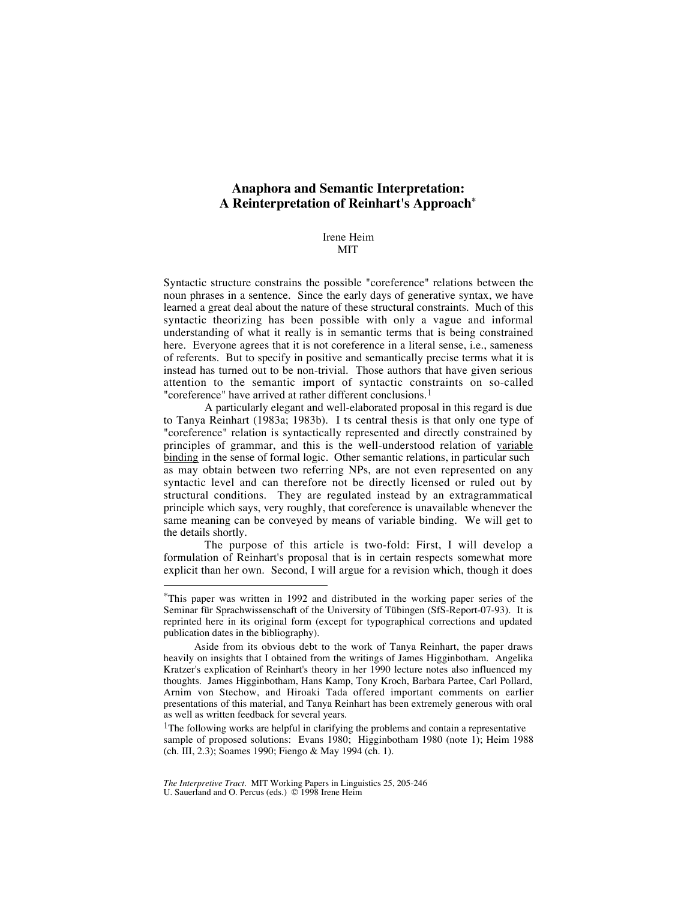# Anaphora and Semantic Interpretation: A Reinterpretation of Reinhart's Approach*

Irene Heim
MIT

Syntactic structure constrains the possible "coreference" relations between the noun phrases in a sentence. Since the early days of generative syntax, we have learned a great deal about the nature of these structural constraints. Much of this syntactic theorizing has been possible with only a vague and informal understanding of what it really is in semantic terms that is being constrained here. Everyone agrees that it is not coreference in a literal sense, i.e., sameness of referents. But to specify in positive and semantically precise terms what it is instead has turned out to be non-trivial. Those authors that have given serious attention to the semantic import of syntactic constraints on so-called "coreference" have arrived at rather different conclusions.[1]

A particularly elegant and well-elaborated proposal in this regard is due to Tanya Reinhart (1983a; 1983b). I ts central thesis is that only one type of "coreference" relation is syntactically represented and directly constrained by principles of grammar, and this is the well-understood relation of variable binding in the sense of formal logic. Other semantic relations, in particular such as may obtain between two referring NPs, are not even represented on any syntactic level and can therefore not be directly licensed or ruled out by structural conditions. They are regulated instead by an extragrammatical principle which says, very roughly, that coreference is unavailable whenever the same meaning can be conveyed by means of variable binding. We will get to the details shortly.

The purpose of this article is two-fold: First, I will develop a formulation of Reinhart's proposal that is in certain respects somewhat more explicit than her own. Second, I will argue for a revision which, though it does

---

*This paper was written in 1992 and distributed in the working paper series of the Seminar für Sprachwissenschaft of the University of Tübingen (SfS-Report-07-93). It is reprinted here in its original form (except for typographical corrections and updated publication dates in the bibliography).

Aside from its obvious debt to the work of Tanya Reinhart, the paper draws heavily on insights that I obtained from the writings of James Higginbotham. Angelika Kratzer's explication of Reinhart's theory in her 1990 lecture notes also influenced my thoughts. James Higginbotham, Hans Kamp, Tony Kroch, Barbara Partee, Carl Pollard, Arnim von Stechow, and Hiroaki Tada offered important comments on earlier presentations of this material, and Tanya Reinhart has been extremely generous with oral as well as written feedback for several years.

[1]The following works are helpful in clarifying the problems and contain a representative sample of proposed solutions: Evans 1980; Higginbotham 1980 (note 1); Heim 1988 (ch. III, 2.3); Soames 1990; Fiengo & May 1994 (ch. 1).

*The Interpretive Tract*. MIT Working Papers in Linguistics 25, 205-246
U. Sauerland and O. Percus (eds.) © 1998 Irene Heim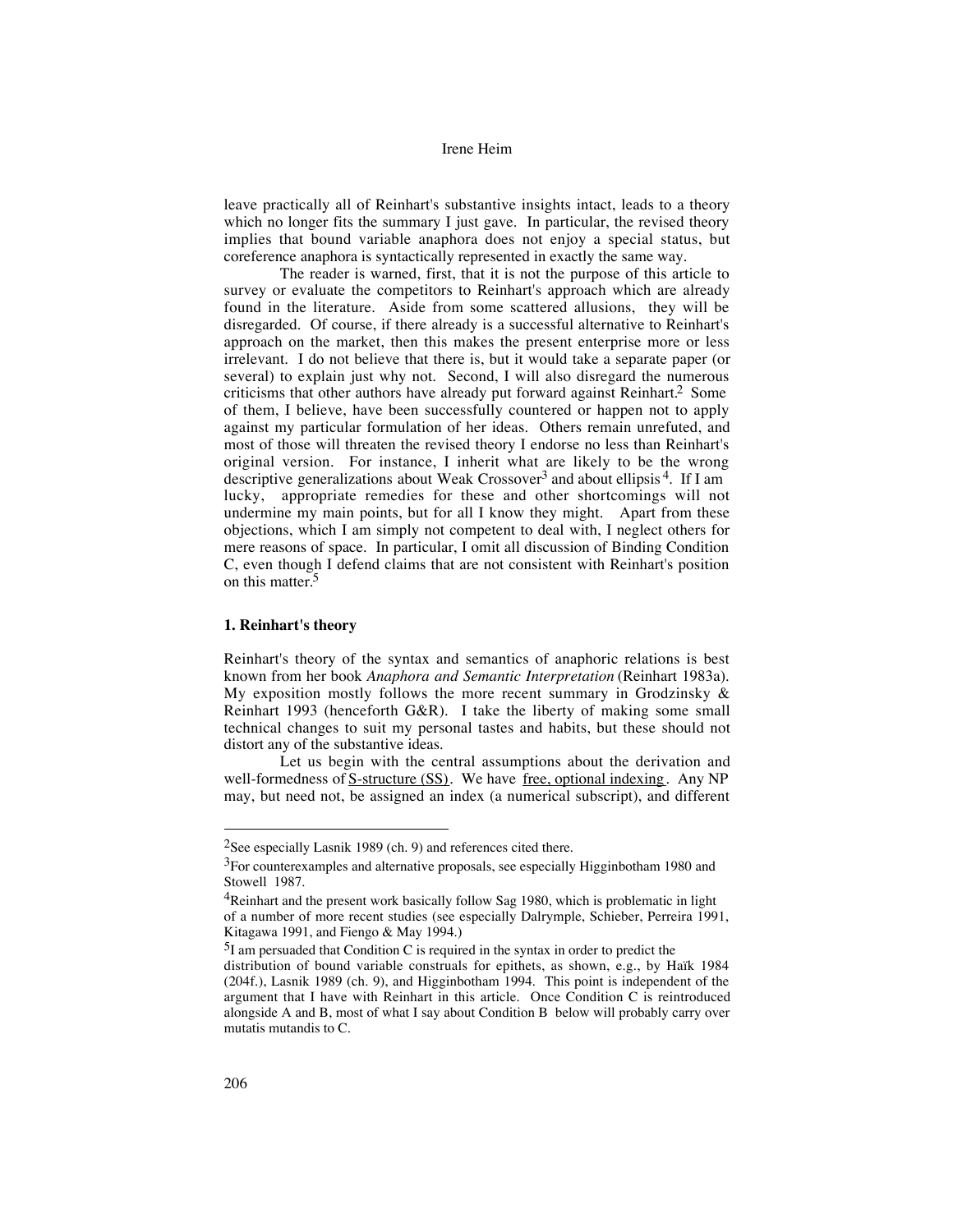leave practically all of Reinhart's substantive insights intact, leads to a theory which no longer fits the summary I just gave. In particular, the revised theory implies that bound variable anaphora does not enjoy a special status, but coreference anaphora is syntactically represented in exactly the same way.

The reader is warned, first, that it is not the purpose of this article to survey or evaluate the competitors to Reinhart's approach which are already found in the literature. Aside from some scattered allusions, they will be disregarded. Of course, if there already is a successful alternative to Reinhart's approach on the market, then this makes the present enterprise more or less irrelevant. I do not believe that there is, but it would take a separate paper (or several) to explain just why not. Second, I will also disregard the numerous criticisms that other authors have already put forward against Reinhart.[2] Some of them, I believe, have been successfully countered or happen not to apply against my particular formulation of her ideas. Others remain unrefuted, and most of those will threaten the revised theory I endorse no less than Reinhart's original version. For instance, I inherit what are likely to be the wrong descriptive generalizations about Weak Crossover[3] and about ellipsis[4]. If I am lucky, appropriate remedies for these and other shortcomings will not undermine my main points, but for all I know they might. Apart from these objections, which I am simply not competent to deal with, I neglect others for mere reasons of space. In particular, I omit all discussion of Binding Condition C, even though I defend claims that are not consistent with Reinhart's position on this matter.[5]

## 1. Reinhart's theory

Reinhart's theory of the syntax and semantics of anaphoric relations is best known from her book *Anaphora and Semantic Interpretation* (Reinhart 1983a). My exposition mostly follows the more recent summary in Grodzinsky & Reinhart 1993 (henceforth G&R). I take the liberty of making some small technical changes to suit my personal tastes and habits, but these should not distort any of the substantive ideas.

Let us begin with the central assumptions about the derivation and well-formedness of <u>S-structure (SS)</u>. We have <u>free, optional indexing</u>. Any NP may, but need not, be assigned an index (a numerical subscript), and different

---

[2] See especially Lasnik 1989 (ch. 9) and references cited there.

[3] For counterexamples and alternative proposals, see especially Higginbotham 1980 and Stowell 1987.

[4] Reinhart and the present work basically follow Sag 1980, which is problematic in light of a number of more recent studies (see especially Dalrymple, Schieber, Perreira 1991, Kitagawa 1991, and Fiengo & May 1994.)

[5] I am persuaded that Condition C is required in the syntax in order to predict the distribution of bound variable construals for epithets, as shown, e.g., by Haïk 1984 (204f.), Lasnik 1989 (ch. 9), and Higginbotham 1994. This point is independent of the argument that I have with Reinhart in this article. Once Condition C is reintroduced alongside A and B, most of what I say about Condition B below will probably carry over mutatis mutandis to C.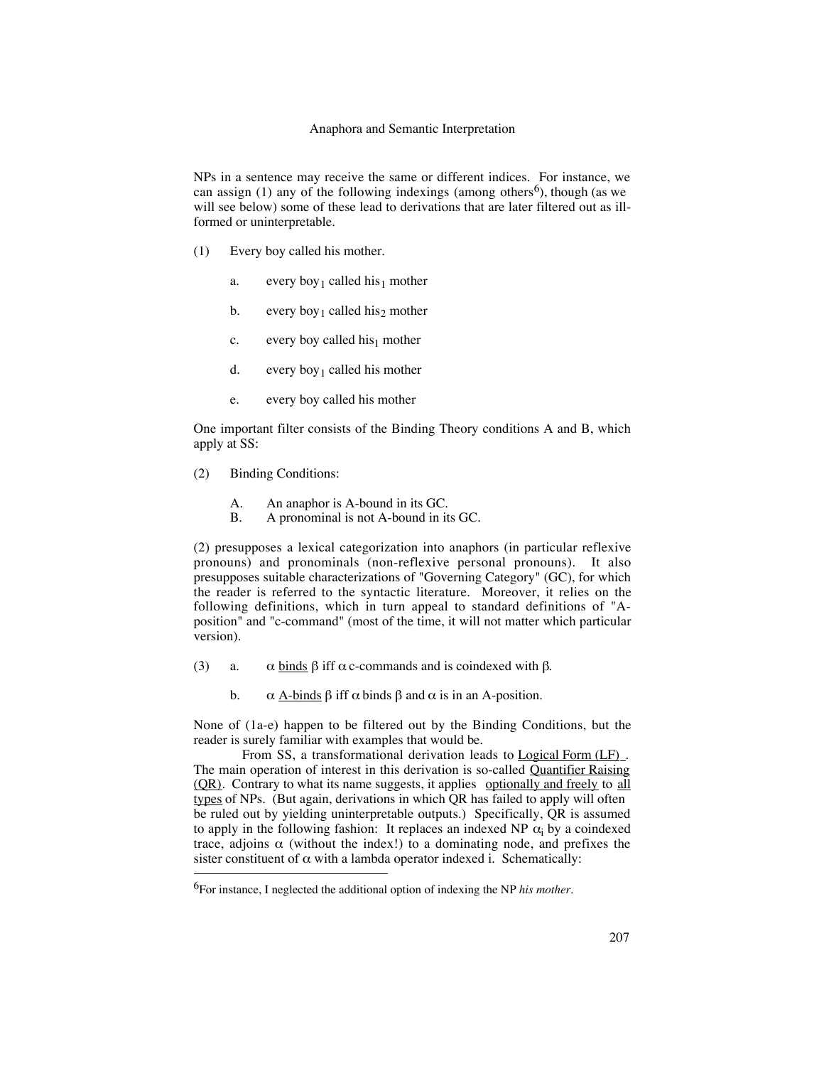NPs in a sentence may receive the same or different indices. For instance, we can assign (1) any of the following indexings (among others[6]), though (as we will see below) some of these lead to derivations that are later filtered out as ill-formed or uninterpretable.

(1) Every boy called his mother.

a. every $boy_1$ called $his_1$ mother

b. every $boy_1$ called $his_2$ mother

c. every boy called $his_1$ mother

d. every $boy_1$ called his mother

e. every boy called his mother

One important filter consists of the Binding Theory conditions A and B, which apply at SS:

(2) Binding Conditions:

A. An anaphor is A-bound in its GC.
B. A pronominal is not A-bound in its GC.

(2) presupposes a lexical categorization into anaphors (in particular reflexive pronouns) and pronominals (non-reflexive personal pronouns). It also presupposes suitable characterizations of "Governing Category" (GC), for which the reader is referred to the syntactic literature. Moreover, it relies on the following definitions, which in turn appeal to standard definitions of "A-position" and "c-command" (most of the time, it will not matter which particular version).

(3) a. $\alpha$ binds $\beta$ iff $\alpha$ c-commands and is coindexed with $\beta$.

b. $\alpha$ A-binds $\beta$ iff $\alpha$ binds $\beta$ and $\alpha$ is in an A-position.

None of (1a-e) happen to be filtered out by the Binding Conditions, but the reader is surely familiar with examples that would be.

From SS, a transformational derivation leads to Logical Form (LF). The main operation of interest in this derivation is so-called Quantifier Raising (QR). Contrary to what its name suggests, it applies optionally and freely to all types of NPs. (But again, derivations in which QR has failed to apply will often be ruled out by yielding uninterpretable outputs.) Specifically, QR is assumed to apply in the following fashion: It replaces an indexed NP $\alpha_i$ by a coindexed trace, adjoins $\alpha$ (without the index!) to a dominating node, and prefixes the sister constituent of $\alpha$ with a lambda operator indexed i. Schematically:

---

[6] For instance, I neglected the additional option of indexing the NP *his mother*.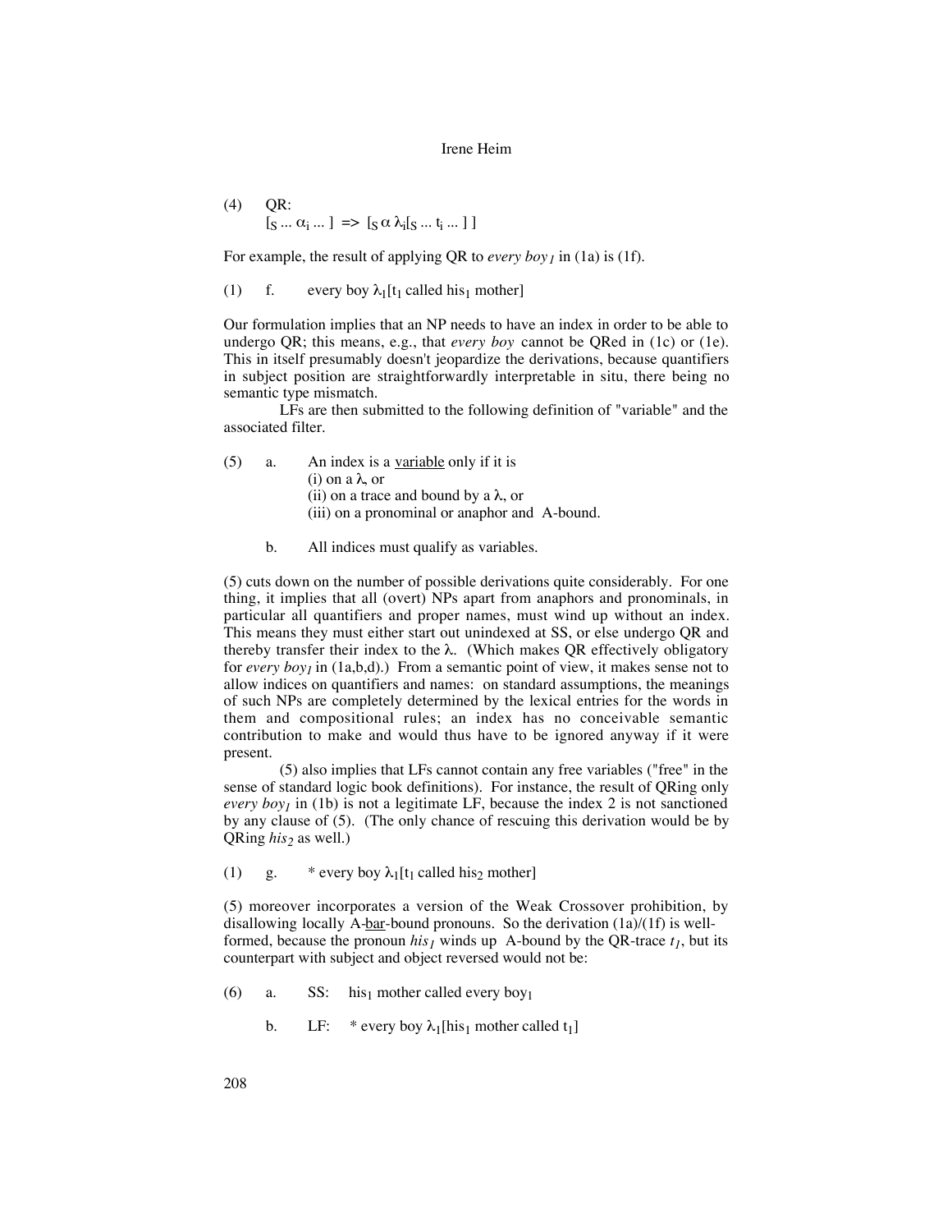(4) QR:
$[_S \ldots \alpha_i \ldots ] \Rightarrow [_S\, \alpha\, \lambda_i [_S \ldots t_i \ldots ] ]$

For example, the result of applying QR to *every boy*$_1$ in (1a) is (1f).

(1) f. every boy $\lambda_1$[$t_1$ called his$_1$ mother]

Our formulation implies that an NP needs to have an index in order to be able to undergo QR; this means, e.g., that *every boy* cannot be QRed in (1c) or (1e). This in itself presumably doesn't jeopardize the derivations, because quantifiers in subject position are straightforwardly interpretable in situ, there being no semantic type mismatch.

LFs are then submitted to the following definition of "variable" and the associated filter.

(5) a. An index is a <u>variable</u> only if it is
(i) on a $\lambda$, or
(ii) on a trace and bound by a $\lambda$, or
(iii) on a pronominal or anaphor and A-bound.

b. All indices must qualify as variables.

(5) cuts down on the number of possible derivations quite considerably. For one thing, it implies that all (overt) NPs apart from anaphors and pronominals, in particular all quantifiers and proper names, must wind up without an index. This means they must either start out unindexed at SS, or else undergo QR and thereby transfer their index to the $\lambda$. (Which makes QR effectively obligatory for *every boy*$_1$ in (1a,b,d).) From a semantic point of view, it makes sense not to allow indices on quantifiers and names: on standard assumptions, the meanings of such NPs are completely determined by the lexical entries for the words in them and compositional rules; an index has no conceivable semantic contribution to make and would thus have to be ignored anyway if it were present.

(5) also implies that LFs cannot contain any free variables ("free" in the sense of standard logic book definitions). For instance, the result of QRing only *every boy*$_1$ in (1b) is not a legitimate LF, because the index 2 is not sanctioned by any clause of (5). (The only chance of rescuing this derivation would be by QRing *his*$_2$ as well.)

(1) g. * every boy $\lambda_1$[$t_1$ called his$_2$ mother]

(5) moreover incorporates a version of the Weak Crossover prohibition, by disallowing locally A-<u>bar</u>-bound pronouns. So the derivation (1a)/(1f) is well-formed, because the pronoun *his*$_1$ winds up A-bound by the QR-trace $t_1$, but its counterpart with subject and object reversed would not be:

(6) a. SS: his$_1$ mother called every boy$_1$

b. LF: * every boy $\lambda_1$[his$_1$ mother called $t_1$]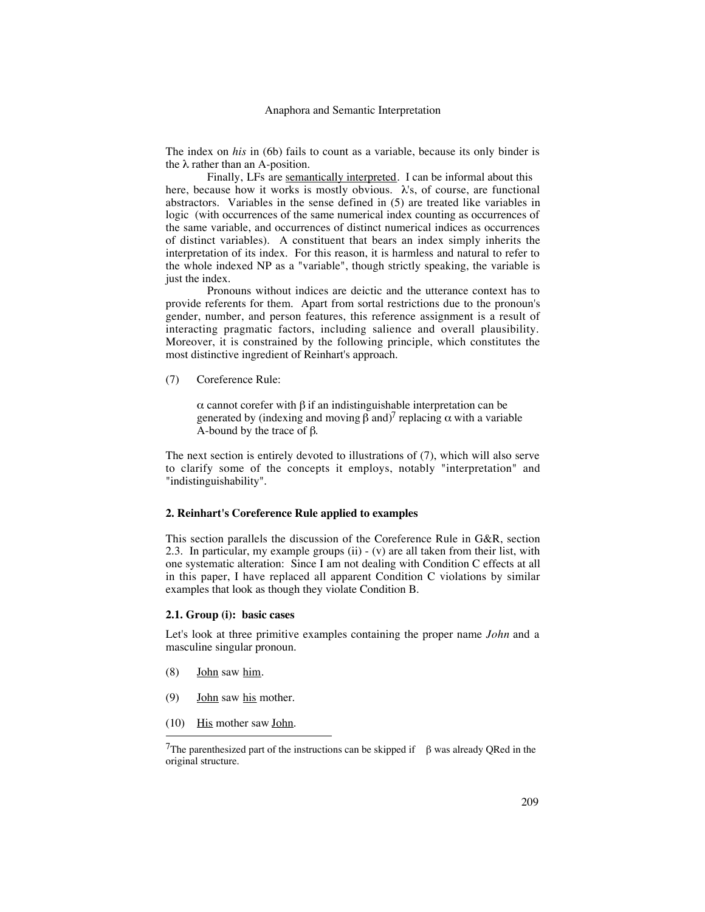The index on *his* in (6b) fails to count as a variable, because its only binder is the λ rather than an A-position.

Finally, LFs are semantically interpreted. I can be informal about this here, because how it works is mostly obvious. λ's, of course, are functional abstractors. Variables in the sense defined in (5) are treated like variables in logic (with occurrences of the same numerical index counting as occurrences of the same variable, and occurrences of distinct numerical indices as occurrences of distinct variables). A constituent that bears an index simply inherits the interpretation of its index. For this reason, it is harmless and natural to refer to the whole indexed NP as a "variable", though strictly speaking, the variable is just the index.

Pronouns without indices are deictic and the utterance context has to provide referents for them. Apart from sortal restrictions due to the pronoun's gender, number, and person features, this reference assignment is a result of interacting pragmatic factors, including salience and overall plausibility. Moreover, it is constrained by the following principle, which constitutes the most distinctive ingredient of Reinhart's approach.

(7) Coreference Rule:

> α cannot corefer with β if an indistinguishable interpretation can be generated by (indexing and moving β and)[7] replacing α with a variable A-bound by the trace of β.

The next section is entirely devoted to illustrations of (7), which will also serve to clarify some of the concepts it employs, notably "interpretation" and "indistinguishability".

## 2. Reinhart's Coreference Rule applied to examples

This section parallels the discussion of the Coreference Rule in G&R, section 2.3. In particular, my example groups (ii) - (v) are all taken from their list, with one systematic alteration: Since I am not dealing with Condition C effects at all in this paper, I have replaced all apparent Condition C violations by similar examples that look as though they violate Condition B.

### 2.1. Group (i): basic cases

Let's look at three primitive examples containing the proper name *John* and a masculine singular pronoun.

(8) John saw him.

(9) John saw his mother.

(10) His mother saw John.

[7] The parenthesized part of the instructions can be skipped if β was already QRed in the original structure.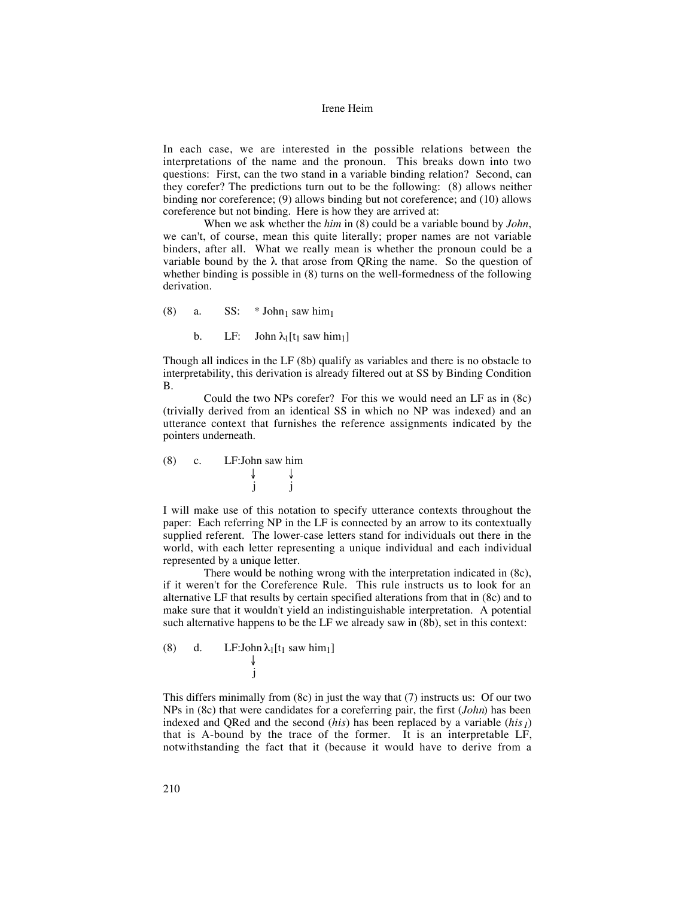In each case, we are interested in the possible relations between the interpretations of the name and the pronoun. This breaks down into two questions: First, can the two stand in a variable binding relation? Second, can they corefer? The predictions turn out to be the following: (8) allows neither binding nor coreference; (9) allows binding but not coreference; and (10) allows coreference but not binding. Here is how they are arrived at:

When we ask whether the *him* in (8) could be a variable bound by *John*, we can't, of course, mean this quite literally; proper names are not variable binders, after all. What we really mean is whether the pronoun could be a variable bound by the λ that arose from QRing the name. So the question of whether binding is possible in (8) turns on the well-formedness of the following derivation.

(8) a. SS: * $\text{John}_1$ saw $\text{him}_1$

b. LF: John $\lambda_1[t_1 \text{ saw him}_1]$

Though all indices in the LF (8b) qualify as variables and there is no obstacle to interpretability, this derivation is already filtered out at SS by Binding Condition B.

Could the two NPs corefer? For this we would need an LF as in (8c) (trivially derived from an identical SS in which no NP was indexed) and an utterance context that furnishes the reference assignments indicated by the pointers underneath.

(8) c. LF:John saw him
↓ ↓
j j

I will make use of this notation to specify utterance contexts throughout the paper: Each referring NP in the LF is connected by an arrow to its contextually supplied referent. The lower-case letters stand for individuals out there in the world, with each letter representing a unique individual and each individual represented by a unique letter.

There would be nothing wrong with the interpretation indicated in (8c), if it weren't for the Coreference Rule. This rule instructs us to look for an alternative LF that results by certain specified alterations from that in (8c) and to make sure that it wouldn't yield an indistinguishable interpretation. A potential such alternative happens to be the LF we already saw in (8b), set in this context:

(8) d. LF:John $\lambda_1[t_1 \text{ saw him}_1]$
↓
j

This differs minimally from (8c) in just the way that (7) instructs us: Of our two NPs in (8c) that were candidates for a coreferring pair, the first (*John*) has been indexed and QRed and the second (*his*) has been replaced by a variable ($his_1$) that is A-bound by the trace of the former. It is an interpretable LF, notwithstanding the fact that it (because it would have to derive from a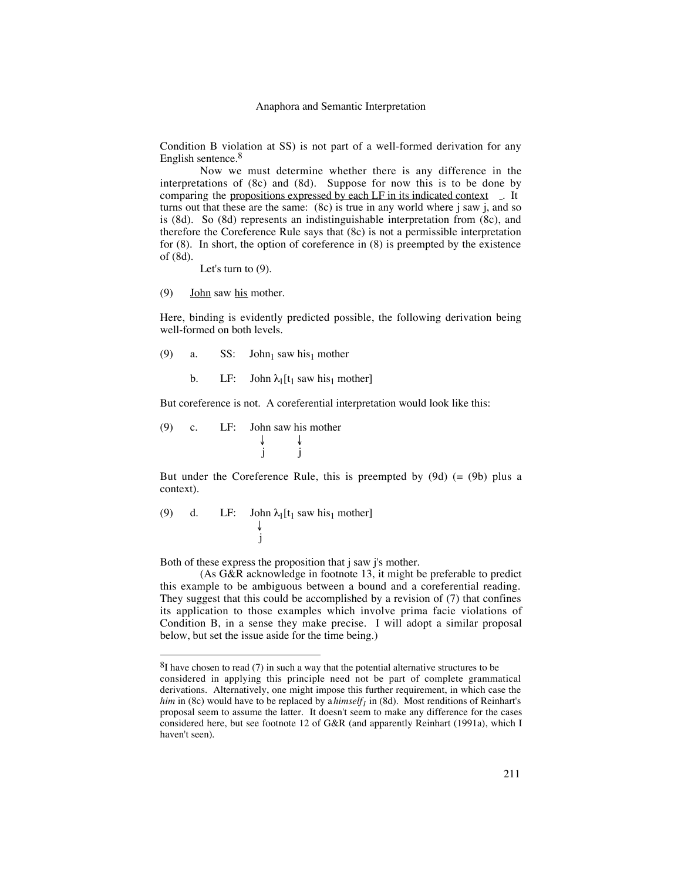Condition B violation at SS) is not part of a well-formed derivation for any English sentence.[8]

Now we must determine whether there is any difference in the interpretations of (8c) and (8d). Suppose for now this is to be done by comparing the <u>propositions expressed by each LF in its indicated context</u>. It turns out that these are the same: (8c) is true in any world where j saw j, and so is (8d). So (8d) represents an indistinguishable interpretation from (8c), and therefore the Coreference Rule says that (8c) is not a permissible interpretation for (8). In short, the option of coreference in (8) is preempted by the existence of (8d).

Let's turn to (9).

(9) <u>John</u> saw <u>his</u> mother.

Here, binding is evidently predicted possible, the following derivation being well-formed on both levels.

(9) a. SS: $\text{John}_1$ saw $\text{his}_1$ mother

b. LF: John $\lambda_1[t_1$ saw $\text{his}_1$ mother]

But coreference is not. A coreferential interpretation would look like this:

```
(9)  c.   LF:  John saw his mother
                 ↓       ↓
                 j       j
```

But under the Coreference Rule, this is preempted by (9d) (= (9b) plus a context).

```
(9)  d.   LF:  John λ1[t1 saw his1 mother]
                 ↓
                 j
```

Both of these express the proposition that j saw j's mother.

(As G&R acknowledge in footnote 13, it might be preferable to predict this example to be ambiguous between a bound and a coreferential reading. They suggest that this could be accomplished by a revision of (7) that confines its application to those examples which involve prima facie violations of Condition B, in a sense they make precise. I will adopt a similar proposal below, but set the issue aside for the time being.)

---

[8] I have chosen to read (7) in such a way that the potential alternative structures to be considered in applying this principle need not be part of complete grammatical derivations. Alternatively, one might impose this further requirement, in which case the *him* in (8c) would have to be replaced by a *himself*$_1$ in (8d). Most renditions of Reinhart's proposal seem to assume the latter. It doesn't seem to make any difference for the cases considered here, but see footnote 12 of G&R (and apparently Reinhart (1991a), which I haven't seen).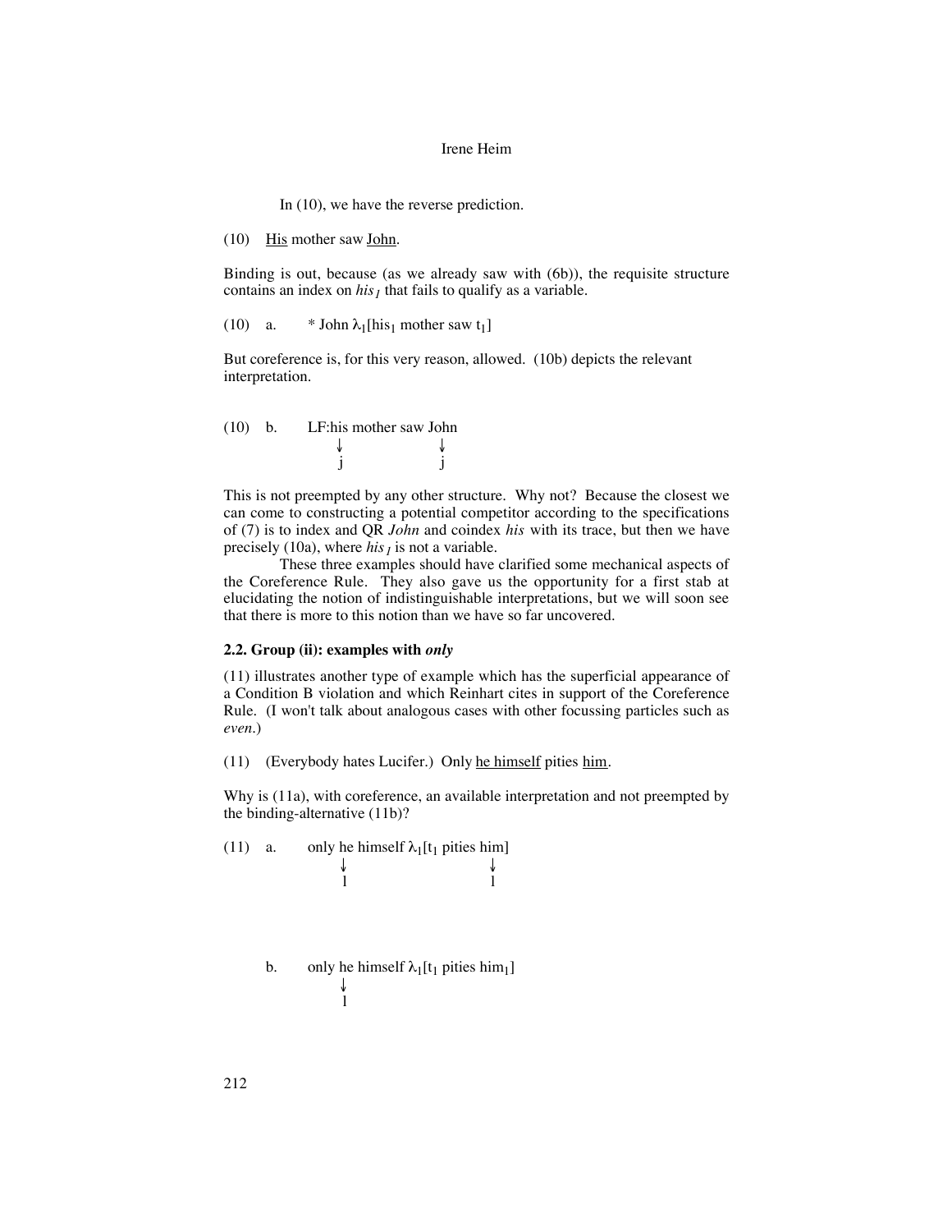In (10), we have the reverse prediction.

(10) His mother saw John.

Binding is out, because (as we already saw with (6b)), the requisite structure contains an index on $his_1$ that fails to qualify as a variable.

(10) a. * John $\lambda_1$[$his_1$ mother saw $t_1$]

But coreference is, for this very reason, allowed. (10b) depicts the relevant interpretation.

(10) b. LF: his mother saw John

$$\begin{array}{ll} \text{his} & \text{John} \\ \downarrow & \downarrow \\ j & j \end{array}$$

This is not preempted by any other structure. Why not? Because the closest we can come to constructing a potential competitor according to the specifications of (7) is to index and QR *John* and coindex *his* with its trace, but then we have precisely (10a), where $his_1$ is not a variable.

These three examples should have clarified some mechanical aspects of the Coreference Rule. They also gave us the opportunity for a first stab at elucidating the notion of indistinguishable interpretations, but we will soon see that there is more to this notion than we have so far uncovered.

### 2.2. Group (ii): examples with *only*

(11) illustrates another type of example which has the superficial appearance of a Condition B violation and which Reinhart cites in support of the Coreference Rule. (I won't talk about analogous cases with other focussing particles such as *even*.)

(11) (Everybody hates Lucifer.) Only he himself pities him.

Why is (11a), with coreference, an available interpretation and not preempted by the binding-alternative (11b)?

(11) a. only he himself $\lambda_1$[$t_1$ pities him]

$$\begin{array}{ll} \text{he} & \text{him} \\ \downarrow & \downarrow \\ l & l \end{array}$$

b. only he himself $\lambda_1$[$t_1$ pities $him_1$]

$$\begin{array}{l} \text{he} \\ \downarrow \\ l \end{array}$$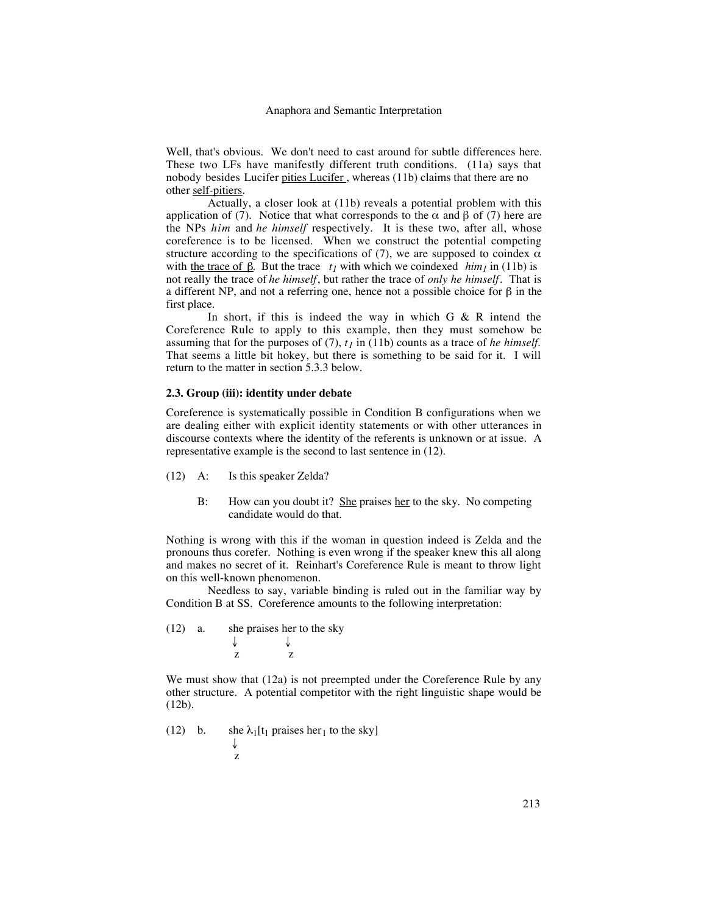Well, that's obvious. We don't need to cast around for subtle differences here. These two LFs have manifestly different truth conditions. (11a) says that nobody besides Lucifer pities Lucifer , whereas (11b) claims that there are no other self-pitiers.

Actually, a closer look at (11b) reveals a potential problem with this application of (7). Notice that what corresponds to the $\alpha$ and $\beta$ of (7) here are the NPs *him* and *he himself* respectively. It is these two, after all, whose coreference is to be licensed. When we construct the potential competing structure according to the specifications of (7), we are supposed to coindex $\alpha$ with the trace of $\beta$. But the trace $t_1$ with which we coindexed $him_1$ in (11b) is not really the trace of *he himself*, but rather the trace of *only he himself*. That is a different NP, and not a referring one, hence not a possible choice for $\beta$ in the first place.

In short, if this is indeed the way in which G & R intend the Coreference Rule to apply to this example, then they must somehow be assuming that for the purposes of (7), $t_1$ in (11b) counts as a trace of *he himself*. That seems a little bit hokey, but there is something to be said for it. I will return to the matter in section 5.3.3 below.

### 2.3. Group (iii): identity under debate

Coreference is systematically possible in Condition B configurations when we are dealing either with explicit identity statements or with other utterances in discourse contexts where the identity of the referents is unknown or at issue. A representative example is the second to last sentence in (12).

(12) A: Is this speaker Zelda?

B: How can you doubt it? She praises her to the sky. No competing candidate would do that.

Nothing is wrong with this if the woman in question indeed is Zelda and the pronouns thus corefer. Nothing is even wrong if the speaker knew this all along and makes no secret of it. Reinhart's Coreference Rule is meant to throw light on this well-known phenomenon.

Needless to say, variable binding is ruled out in the familiar way by Condition B at SS. Coreference amounts to the following interpretation:

(12) a. she praises her to the sky
↓ ↓
z z

We must show that (12a) is not preempted under the Coreference Rule by any other structure. A potential competitor with the right linguistic shape would be (12b).

(12) b. she $\lambda_1$[$t_1$ praises $her_1$ to the sky]
↓
z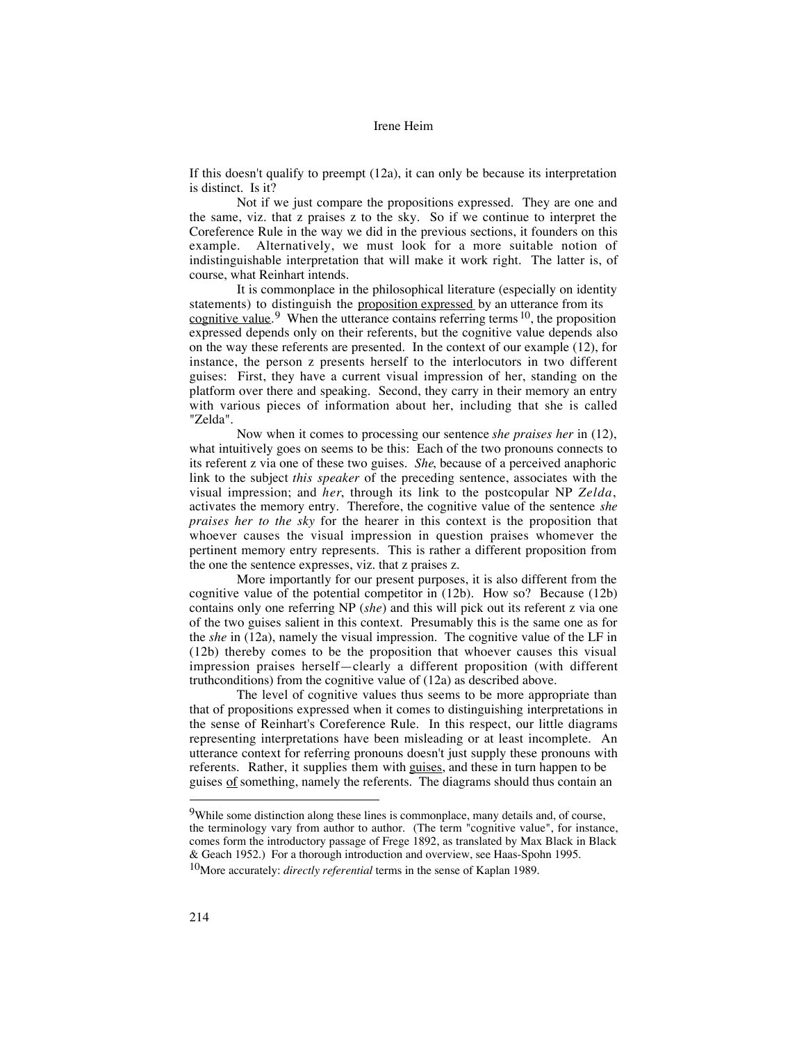If this doesn't qualify to preempt (12a), it can only be because its interpretation is distinct. Is it?

Not if we just compare the propositions expressed. They are one and the same, viz. that z praises z to the sky. So if we continue to interpret the Coreference Rule in the way we did in the previous sections, it founders on this example. Alternatively, we must look for a more suitable notion of indistinguishable interpretation that will make it work right. The latter is, of course, what Reinhart intends.

It is commonplace in the philosophical literature (especially on identity statements) to distinguish the <u>proposition expressed</u> by an utterance from its <u>cognitive value</u>.[9] When the utterance contains referring terms[10], the proposition expressed depends only on their referents, but the cognitive value depends also on the way these referents are presented. In the context of our example (12), for instance, the person z presents herself to the interlocutors in two different guises: First, they have a current visual impression of her, standing on the platform over there and speaking. Second, they carry in their memory an entry with various pieces of information about her, including that she is called "Zelda".

Now when it comes to processing our sentence *she praises her* in (12), what intuitively goes on seems to be this: Each of the two pronouns connects to its referent z via one of these two guises. *She*, because of a perceived anaphoric link to the subject *this speaker* of the preceding sentence, associates with the visual impression; and *her*, through its link to the postcopular NP *Zelda*, activates the memory entry. Therefore, the cognitive value of the sentence *she praises her to the sky* for the hearer in this context is the proposition that whoever causes the visual impression in question praises whomever the pertinent memory entry represents. This is rather a different proposition from the one the sentence expresses, viz. that z praises z.

More importantly for our present purposes, it is also different from the cognitive value of the potential competitor in (12b). How so? Because (12b) contains only one referring NP (*she*) and this will pick out its referent z via one of the two guises salient in this context. Presumably this is the same one as for the *she* in (12a), namely the visual impression. The cognitive value of the LF in (12b) thereby comes to be the proposition that whoever causes this visual impression praises herself—clearly a different proposition (with different truthconditions) from the cognitive value of (12a) as described above.

The level of cognitive values thus seems to be more appropriate than that of propositions expressed when it comes to distinguishing interpretations in the sense of Reinhart's Coreference Rule. In this respect, our little diagrams representing interpretations have been misleading or at least incomplete. An utterance context for referring pronouns doesn't just supply these pronouns with referents. Rather, it supplies them with <u>guises</u>, and these in turn happen to be guises <u>of</u> something, namely the referents. The diagrams should thus contain an

---

[9]While some distinction along these lines is commonplace, many details and, of course, the terminology vary from author to author. (The term "cognitive value", for instance, comes form the introductory passage of Frege 1892, as translated by Max Black in Black & Geach 1952.) For a thorough introduction and overview, see Haas-Spohn 1995.

[10]More accurately: *directly referential* terms in the sense of Kaplan 1989.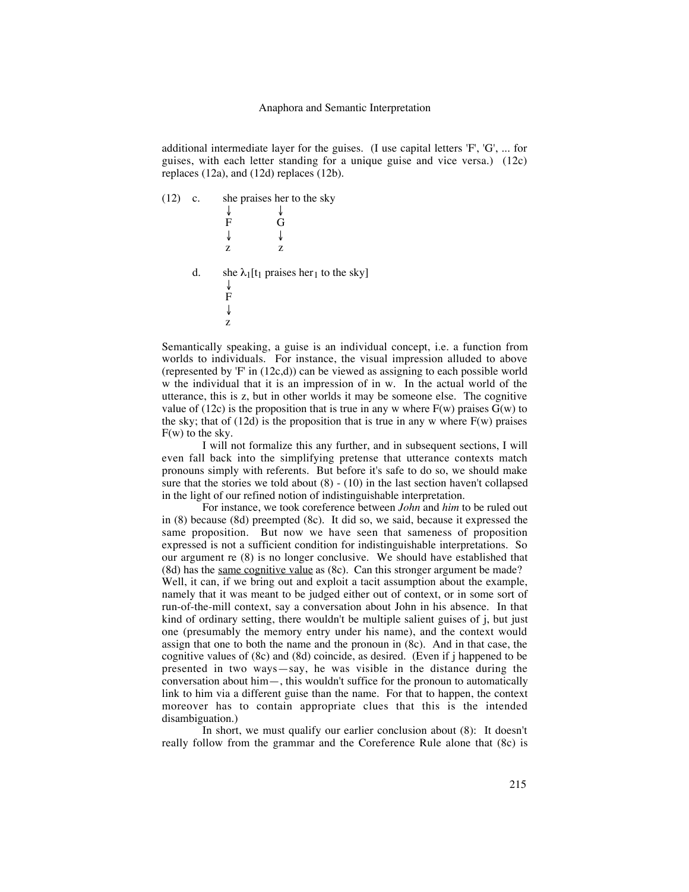additional intermediate layer for the guises. (I use capital letters 'F', 'G', ... for guises, with each letter standing for a unique guise and vice versa.) (12c) replaces (12a), and (12d) replaces (12b).

```
(12)  c.    she praises her to the sky
             ↓          ↓
             F          G
             ↓          ↓
             z          z

      d.    she λ1[t1 praises her1 to the sky]
             ↓
             F
             ↓
             z
```

Semantically speaking, a guise is an individual concept, i.e. a function from worlds to individuals. For instance, the visual impression alluded to above (represented by 'F' in (12c,d)) can be viewed as assigning to each possible world w the individual that it is an impression of in w. In the actual world of the utterance, this is z, but in other worlds it may be someone else. The cognitive value of (12c) is the proposition that is true in any w where F(w) praises G(w) to the sky; that of (12d) is the proposition that is true in any w where F(w) praises F(w) to the sky.

I will not formalize this any further, and in subsequent sections, I will even fall back into the simplifying pretense that utterance contexts match pronouns simply with referents. But before it's safe to do so, we should make sure that the stories we told about (8) - (10) in the last section haven't collapsed in the light of our refined notion of indistinguishable interpretation.

For instance, we took coreference between *John* and *him* to be ruled out in (8) because (8d) preempted (8c). It did so, we said, because it expressed the same proposition. But now we have seen that sameness of proposition expressed is not a sufficient condition for indistinguishable interpretations. So our argument re (8) is no longer conclusive. We should have established that (8d) has the <u>same cognitive value</u> as (8c). Can this stronger argument be made? Well, it can, if we bring out and exploit a tacit assumption about the example, namely that it was meant to be judged either out of context, or in some sort of run-of-the-mill context, say a conversation about John in his absence. In that kind of ordinary setting, there wouldn't be multiple salient guises of j, but just one (presumably the memory entry under his name), and the context would assign that one to both the name and the pronoun in (8c). And in that case, the cognitive values of (8c) and (8d) coincide, as desired. (Even if j happened to be presented in two ways—say, he was visible in the distance during the conversation about him—, this wouldn't suffice for the pronoun to automatically link to him via a different guise than the name. For that to happen, the context moreover has to contain appropriate clues that this is the intended disambiguation.)

In short, we must qualify our earlier conclusion about (8): It doesn't really follow from the grammar and the Coreference Rule alone that (8c) is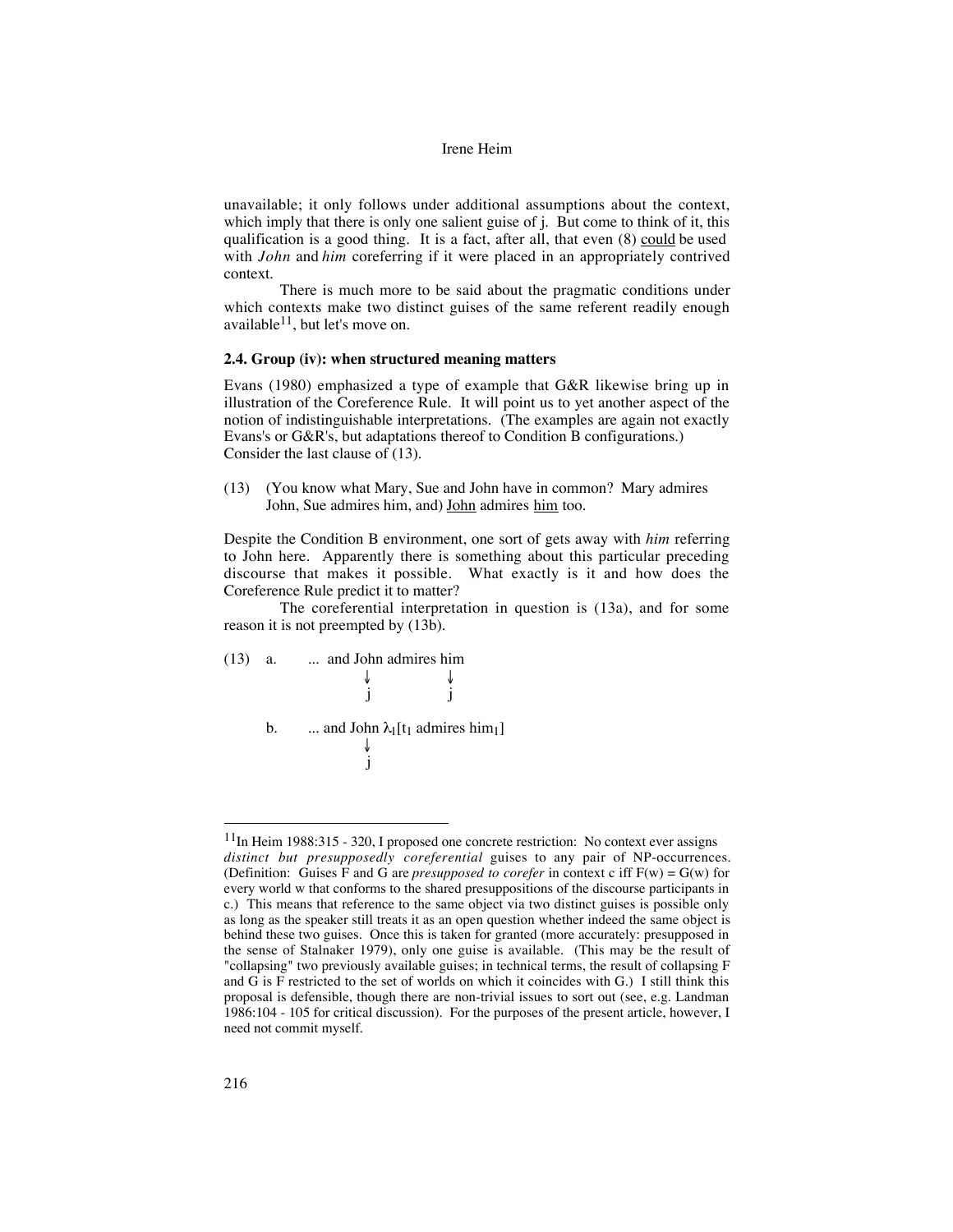unavailable; it only follows under additional assumptions about the context, which imply that there is only one salient guise of j. But come to think of it, this qualification is a good thing. It is a fact, after all, that even (8) could be used with *John* and *him* coreferring if it were placed in an appropriately contrived context.

There is much more to be said about the pragmatic conditions under which contexts make two distinct guises of the same referent readily enough available[11], but let's move on.

### 2.4. Group (iv): when structured meaning matters

Evans (1980) emphasized a type of example that G&R likewise bring up in illustration of the Coreference Rule. It will point us to yet another aspect of the notion of indistinguishable interpretations. (The examples are again not exactly Evans's or G&R's, but adaptations thereof to Condition B configurations.) Consider the last clause of (13).

(13) (You know what Mary, Sue and John have in common? Mary admires John, Sue admires him, and) John admires him too.

Despite the Condition B environment, one sort of gets away with *him* referring to John here. Apparently there is something about this particular preceding discourse that makes it possible. What exactly is it and how does the Coreference Rule predict it to matter?

The coreferential interpretation in question is (13a), and for some reason it is not preempted by (13b).

(13) a. ... and John admires him
         ↓      ↓
         j      j

b. ... and John $\lambda_1$[$t_1$ admires $him_1$]
         ↓
         j

---

[11] In Heim 1988:315 - 320, I proposed one concrete restriction: No context ever assigns *distinct but presupposedly coreferential* guises to any pair of NP-occurrences. (Definition: Guises F and G are *presupposed to corefer* in context c iff $F(w) = G(w)$ for every world w that conforms to the shared presuppositions of the discourse participants in c.) This means that reference to the same object via two distinct guises is possible only as long as the speaker still treats it as an open question whether indeed the same object is behind these two guises. Once this is taken for granted (more accurately: presupposed in the sense of Stalnaker 1979), only one guise is available. (This may be the result of "collapsing" two previously available guises; in technical terms, the result of collapsing F and G is F restricted to the set of worlds on which it coincides with G.) I still think this proposal is defensible, though there are non-trivial issues to sort out (see, e.g. Landman 1986:104 - 105 for critical discussion). For the purposes of the present article, however, I need not commit myself.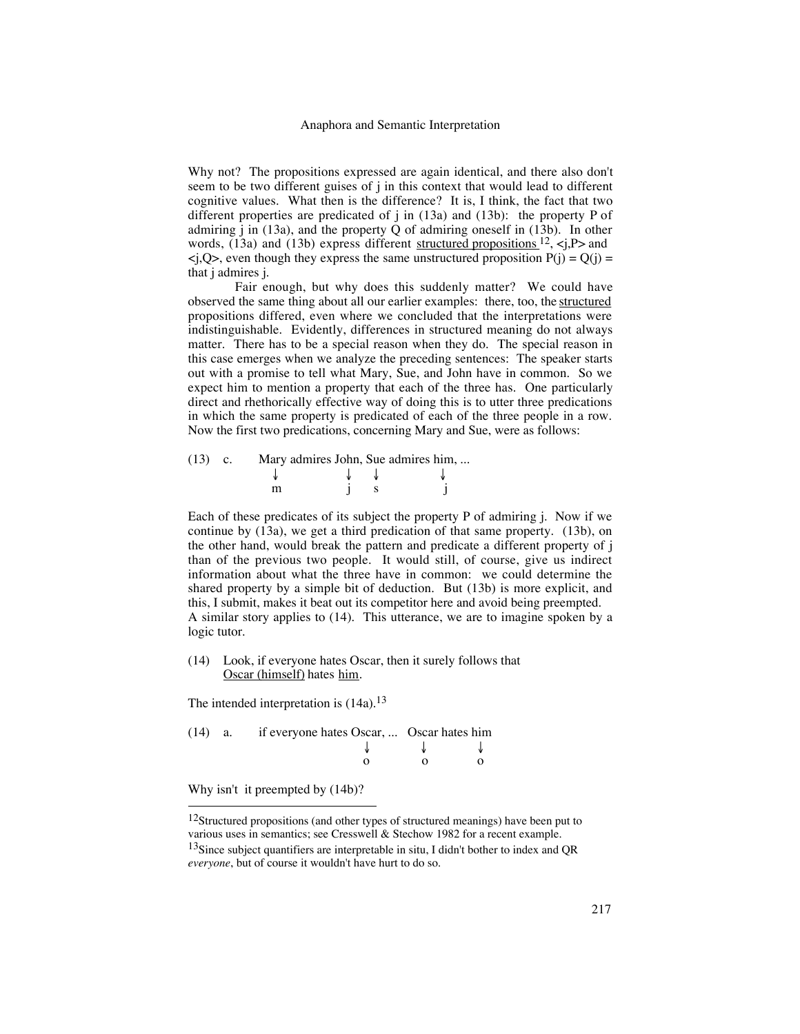Why not? The propositions expressed are again identical, and there also don't seem to be two different guises of j in this context that would lead to different cognitive values. What then is the difference? It is, I think, the fact that two different properties are predicated of j in (13a) and (13b): the property P of admiring j in (13a), and the property Q of admiring oneself in (13b). In other words, (13a) and (13b) express different <u>structured propositions</u> [12], <j,P> and <j,Q>, even though they express the same unstructured proposition P(j) = Q(j) = that j admires j.

Fair enough, but why does this suddenly matter? We could have observed the same thing about all our earlier examples: there, too, the <u>structured</u> propositions differed, even where we concluded that the interpretations were indistinguishable. Evidently, differences in structured meaning do not always matter. There has to be a special reason when they do. The special reason in this case emerges when we analyze the preceding sentences: The speaker starts out with a promise to tell what Mary, Sue, and John have in common. So we expect him to mention a property that each of the three has. One particularly direct and rhethorically effective way of doing this is to utter three predications in which the same property is predicated of each of the three people in a row. Now the first two predications, concerning Mary and Sue, were as follows:

```
(13)  c.    Mary admires John, Sue admires him, ...
             ↓           ↓    ↓           ↓
             m           j    s           j
```

Each of these predicates of its subject the property P of admiring j. Now if we continue by (13a), we get a third predication of that same property. (13b), on the other hand, would break the pattern and predicate a different property of j than of the previous two people. It would still, of course, give us indirect information about what the three have in common: we could determine the shared property by a simple bit of deduction. But (13b) is more explicit, and this, I submit, makes it beat out its competitor here and avoid being preempted. A similar story applies to (14). This utterance, we are to imagine spoken by a logic tutor.

(14) Look, if everyone hates Oscar, then it surely follows that <u>Oscar (himself)</u> hates <u>him</u>.

The intended interpretation is (14a).[13]

```
(14)  a.    if everyone hates Oscar, ...  Oscar hates him
                              ↓            ↓         ↓
                              o            o         o
```

Why isn't it preempted by (14b)?

---

[12] Structured propositions (and other types of structured meanings) have been put to various uses in semantics; see Cresswell & Stechow 1982 for a recent example.

[13] Since subject quantifiers are interpretable in situ, I didn't bother to index and QR *everyone*, but of course it wouldn't have hurt to do so.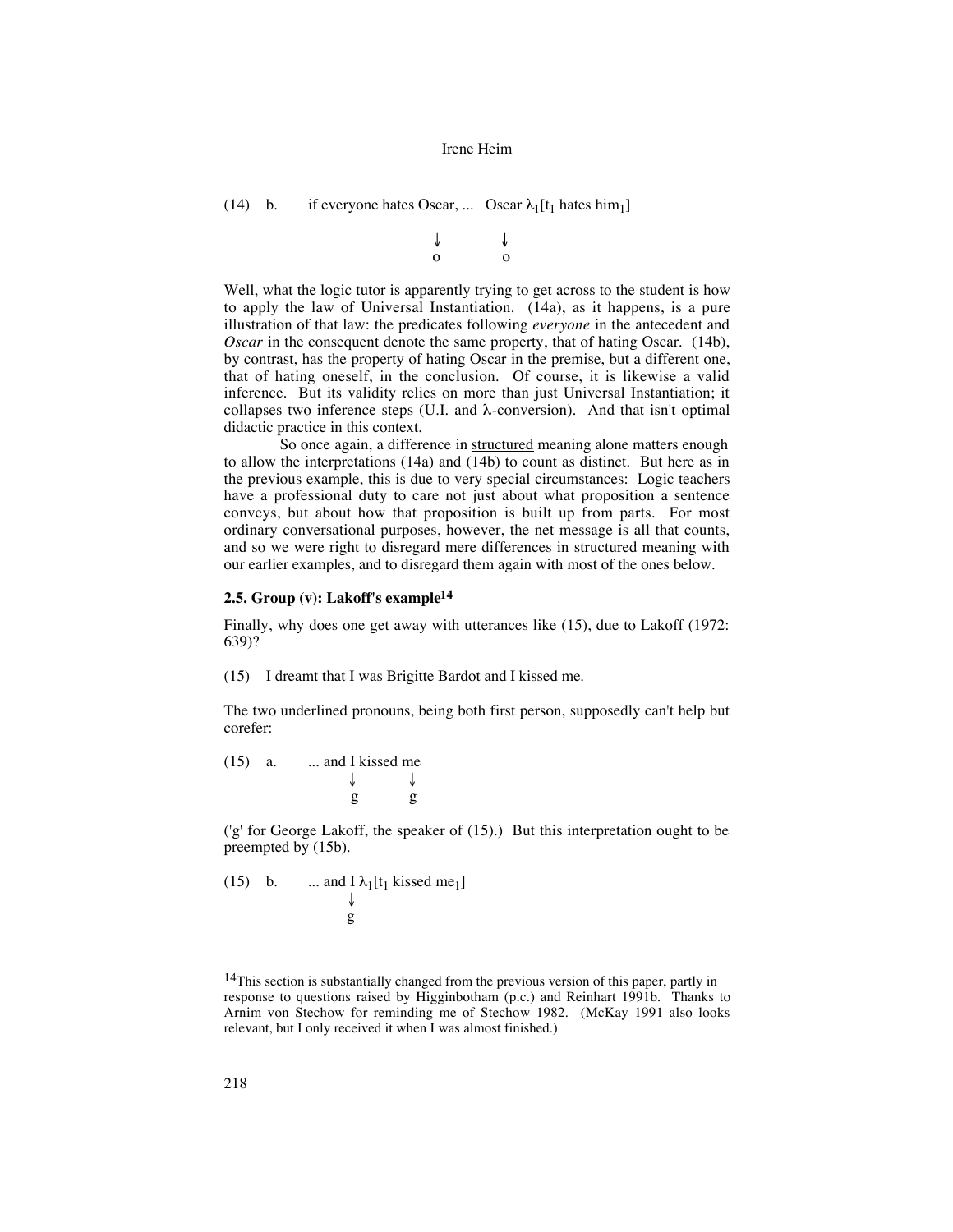(14) b. if everyone hates Oscar, ... Oscar $\lambda_1[t_1$ hates $\text{him}_1]$

$$\begin{array}{cc} \downarrow & \downarrow \\ \text{o} & \text{o} \end{array}$$

Well, what the logic tutor is apparently trying to get across to the student is how to apply the law of Universal Instantiation. (14a), as it happens, is a pure illustration of that law: the predicates following *everyone* in the antecedent and *Oscar* in the consequent denote the same property, that of hating Oscar. (14b), by contrast, has the property of hating Oscar in the premise, but a different one, that of hating oneself, in the conclusion. Of course, it is likewise a valid inference. But its validity relies on more than just Universal Instantiation; it collapses two inference steps (U.I. and $\lambda$-conversion). And that isn't optimal didactic practice in this context.

So once again, a difference in structured meaning alone matters enough to allow the interpretations (14a) and (14b) to count as distinct. But here as in the previous example, this is due to very special circumstances: Logic teachers have a professional duty to care not just about what proposition a sentence conveys, but about how that proposition is built up from parts. For most ordinary conversational purposes, however, the net message is all that counts, and so we were right to disregard mere differences in structured meaning with our earlier examples, and to disregard them again with most of the ones below.

### 2.5. Group (v): Lakoff's example[14]

Finally, why does one get away with utterances like (15), due to Lakoff (1972: 639)?

(15) I dreamt that I was Brigitte Bardot and I kissed me.

The two underlined pronouns, being both first person, supposedly can't help but corefer:

(15) a. ... and I kissed me

$$\begin{array}{cc} \downarrow & \downarrow \\ \text{g} & \text{g} \end{array}$$

('g' for George Lakoff, the speaker of (15).) But this interpretation ought to be preempted by (15b).

(15) b. ... and I $\lambda_1[t_1$ kissed $\text{me}_1]$

$$\begin{array}{c} \downarrow \\ \text{g} \end{array}$$

[14] This section is substantially changed from the previous version of this paper, partly in response to questions raised by Higginbotham (p.c.) and Reinhart 1991b. Thanks to Arnim von Stechow for reminding me of Stechow 1982. (McKay 1991 also looks relevant, but I only received it when I was almost finished.)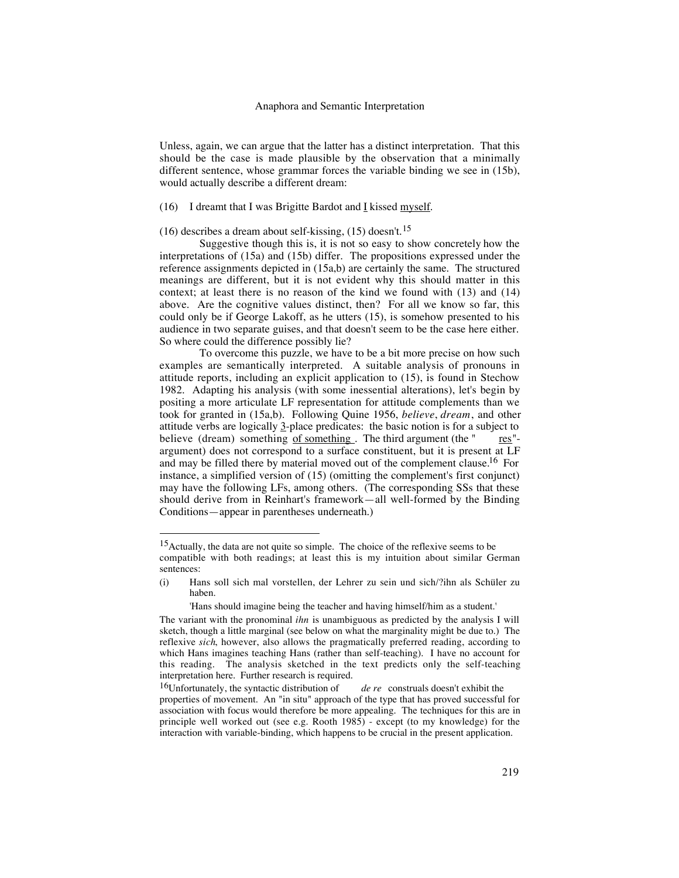Unless, again, we can argue that the latter has a distinct interpretation. That this should be the case is made plausible by the observation that a minimally different sentence, whose grammar forces the variable binding we see in (15b), would actually describe a different dream:

(16) I dreamt that I was Brigitte Bardot and I kissed myself.

(16) describes a dream about self-kissing, (15) doesn't.[15]

Suggestive though this is, it is not so easy to show concretely how the interpretations of (15a) and (15b) differ. The propositions expressed under the reference assignments depicted in (15a,b) are certainly the same. The structured meanings are different, but it is not evident why this should matter in this context; at least there is no reason of the kind we found with (13) and (14) above. Are the cognitive values distinct, then? For all we know so far, this could only be if George Lakoff, as he utters (15), is somehow presented to his audience in two separate guises, and that doesn't seem to be the case here either. So where could the difference possibly lie?

To overcome this puzzle, we have to be a bit more precise on how such examples are semantically interpreted. A suitable analysis of pronouns in attitude reports, including an explicit application to (15), is found in Stechow 1982. Adapting his analysis (with some inessential alterations), let's begin by positing a more articulate LF representation for attitude complements than we took for granted in (15a,b). Following Quine 1956, *believe*, *dream*, and other attitude verbs are logically 3-place predicates: the basic notion is for a subject to believe (dream) something of something. The third argument (the "*res*"-argument) does not correspond to a surface constituent, but it is present at LF and may be filled there by material moved out of the complement clause.[16] For instance, a simplified version of (15) (omitting the complement's first conjunct) may have the following LFs, among others. (The corresponding SSs that these should derive from in Reinhart's framework—all well-formed by the Binding Conditions—appear in parentheses underneath.)

---

[15] Actually, the data are not quite so simple. The choice of the reflexive seems to be compatible with both readings; at least this is my intuition about similar German sentences:

(i) Hans soll sich mal vorstellen, der Lehrer zu sein und sich/?ihn als Schüler zu haben.

'Hans should imagine being the teacher and having himself/him as a student.'

The variant with the pronominal *ihn* is unambiguous as predicted by the analysis I will sketch, though a little marginal (see below on what the marginality might be due to.) The reflexive *sich*, however, also allows the pragmatically preferred reading, according to which Hans imagines teaching Hans (rather than self-teaching). I have no account for this reading. The analysis sketched in the text predicts only the self-teaching interpretation here. Further research is required.

[16] Unfortunately, the syntactic distribution of *de re* construals doesn't exhibit the properties of movement. An "in situ" approach of the type that has proved successful for association with focus would therefore be more appealing. The techniques for this are in principle well worked out (see e.g. Rooth 1985) - except (to my knowledge) for the interaction with variable-binding, which happens to be crucial in the present application.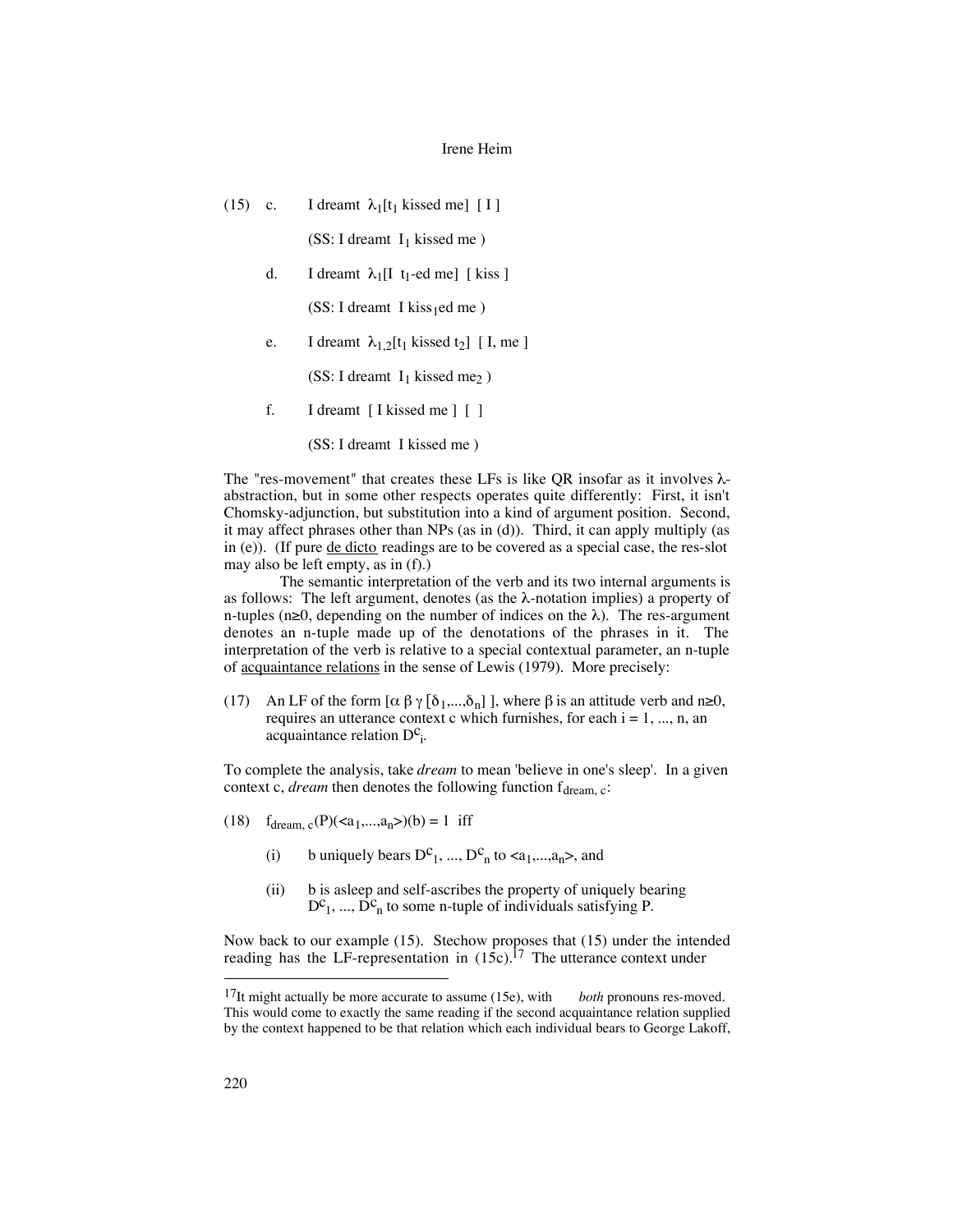(15) c. I dreamt $\lambda_1$[$t_1$ kissed me] [ I ]

(SS: I dreamt $I_1$ kissed me )

d. I dreamt $\lambda_1$[I $t_1$-ed me] [ kiss ]

(SS: I dreamt I $kiss_1$ed me )

e. I dreamt $\lambda_{1,2}$[$t_1$ kissed $t_2$] [ I, me ]

(SS: I dreamt $I_1$ kissed $me_2$ )

f. I dreamt [ I kissed me ] [ ]

(SS: I dreamt I kissed me )

The "res-movement" that creates these LFs is like QR insofar as it involves λ-abstraction, but in some other respects operates quite differently: First, it isn't Chomsky-adjunction, but substitution into a kind of argument position. Second, it may affect phrases other than NPs (as in (d)). Third, it can apply multiply (as in (e)). (If pure de dicto readings are to be covered as a special case, the res-slot may also be left empty, as in (f).)

The semantic interpretation of the verb and its two internal arguments is as follows: The left argument, denotes (as the λ-notation implies) a property of n-tuples (n≥0, depending on the number of indices on the λ). The res-argument denotes an n-tuple made up of the denotations of the phrases in it. The interpretation of the verb is relative to a special contextual parameter, an n-tuple of acquaintance relations in the sense of Lewis (1979). More precisely:

(17) An LF of the form [α β γ [$\delta_1$,...,$\delta_n$] ], where β is an attitude verb and n≥0, requires an utterance context c which furnishes, for each i = 1, ..., n, an acquaintance relation $D^c_i$.

To complete the analysis, take *dream* to mean 'believe in one's sleep'. In a given context c, *dream* then denotes the following function $f_{dream, c}$:

(18) $f_{dream, c}(P)(\langle a_1,...,a_n\rangle)(b) = 1$ iff

(i) b uniquely bears $D^c_1$, ..., $D^c_n$ to $\langle a_1,...,a_n\rangle$, and

(ii) b is asleep and self-ascribes the property of uniquely bearing $D^c_1$, ..., $D^c_n$ to some n-tuple of individuals satisfying P.

Now back to our example (15). Stechow proposes that (15) under the intended reading has the LF-representation in (15c).[17] The utterance context under

[17] It might actually be more accurate to assume (15e), with *both* pronouns res-moved. This would come to exactly the same reading if the second acquaintance relation supplied by the context happened to be that relation which each individual bears to George Lakoff,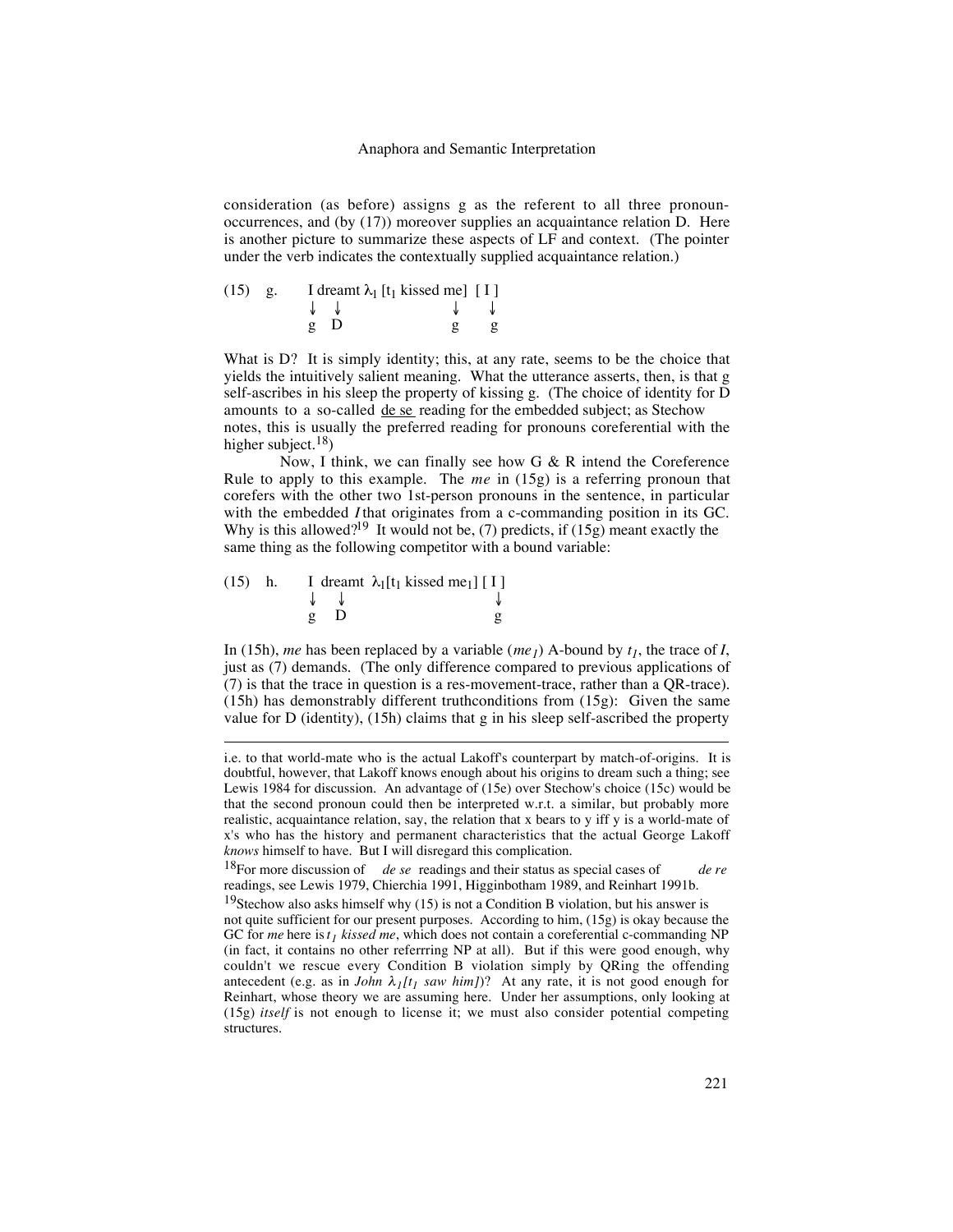consideration (as before) assigns g as the referent to all three pronoun-occurrences, and (by (17)) moreover supplies an acquaintance relation D. Here is another picture to summarize these aspects of LF and context. (The pointer under the verb indicates the contextually supplied acquaintance relation.)

```
(15)  g.    I dreamt λ1 [t1 kissed me]  [ I ]
            ↓   ↓                 ↓      ↓
            g   D                 g      g
```

What is D? It is simply identity; this, at any rate, seems to be the choice that yields the intuitively salient meaning. What the utterance asserts, then, is that g self-ascribes in his sleep the property of kissing g. (The choice of identity for D amounts to a so-called de se reading for the embedded subject; as Stechow notes, this is usually the preferred reading for pronouns coreferential with the higher subject.[18])

Now, I think, we can finally see how G & R intend the Coreference Rule to apply to this example. The *me* in (15g) is a referring pronoun that corefers with the other two 1st-person pronouns in the sentence, in particular with the embedded *I* that originates from a c-commanding position in its GC. Why is this allowed?[19] It would not be, (7) predicts, if (15g) meant exactly the same thing as the following competitor with a bound variable:

```
(15)  h.    I dreamt  λ1[t1 kissed me1] [ I ]
            ↓   ↓                         ↓
            g   D                         g
```

In (15h), *me* has been replaced by a variable (*me*$_1$) A-bound by $t_1$, the trace of *I*, just as (7) demands. (The only difference compared to previous applications of (7) is that the trace in question is a res-movement-trace, rather than a QR-trace). (15h) has demonstrably different truthconditions from (15g): Given the same value for D (identity), (15h) claims that g in his sleep self-ascribed the property

---

i.e. to that world-mate who is the actual Lakoff's counterpart by match-of-origins. It is doubtful, however, that Lakoff knows enough about his origins to dream such a thing; see Lewis 1984 for discussion. An advantage of (15e) over Stechow's choice (15c) would be that the second pronoun could then be interpreted w.r.t. a similar, but probably more realistic, acquaintance relation, say, the relation that x bears to y iff y is a world-mate of x's who has the history and permanent characteristics that the actual George Lakoff *knows* himself to have. But I will disregard this complication.

[18]For more discussion of *de se* readings and their status as special cases of *de re* readings, see Lewis 1979, Chierchia 1991, Higginbotham 1989, and Reinhart 1991b.

[19]Stechow also asks himself why (15) is not a Condition B violation, but his answer is not quite sufficient for our present purposes. According to him, (15g) is okay because the GC for *me* here is *$t_1$ kissed me*, which does not contain a coreferential c-commanding NP (in fact, it contains no other referrring NP at all). But if this were good enough, why couldn't we rescue every Condition B violation simply by QRing the offending antecedent (e.g. as in *John $\lambda_1$[$t_1$ saw him]*)? At any rate, it is not good enough for Reinhart, whose theory we are assuming here. Under her assumptions, only looking at (15g) *itself* is not enough to license it; we must also consider potential competing structures.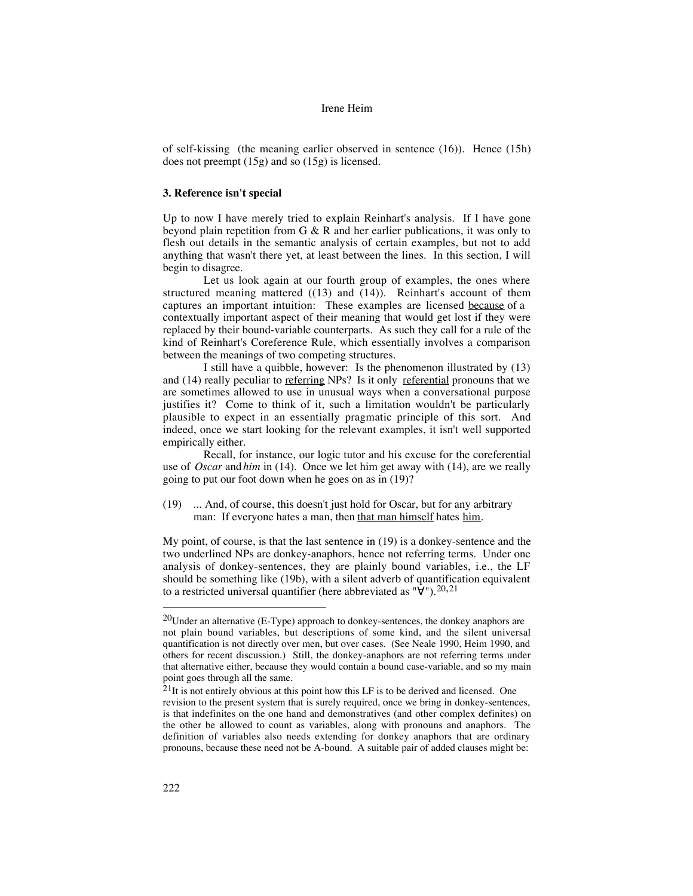of self-kissing (the meaning earlier observed in sentence (16)). Hence (15h) does not preempt (15g) and so (15g) is licensed.

### 3. Reference isn't special

Up to now I have merely tried to explain Reinhart's analysis. If I have gone beyond plain repetition from G & R and her earlier publications, it was only to flesh out details in the semantic analysis of certain examples, but not to add anything that wasn't there yet, at least between the lines. In this section, I will begin to disagree.

Let us look again at our fourth group of examples, the ones where structured meaning mattered ((13) and (14)). Reinhart's account of them captures an important intuition: These examples are licensed <u>because</u> of a contextually important aspect of their meaning that would get lost if they were replaced by their bound-variable counterparts. As such they call for a rule of the kind of Reinhart's Coreference Rule, which essentially involves a comparison between the meanings of two competing structures.

I still have a quibble, however: Is the phenomenon illustrated by (13) and (14) really peculiar to <u>referring</u> NPs? Is it only <u>referential</u> pronouns that we are sometimes allowed to use in unusual ways when a conversational purpose justifies it? Come to think of it, such a limitation wouldn't be particularly plausible to expect in an essentially pragmatic principle of this sort. And indeed, once we start looking for the relevant examples, it isn't well supported empirically either.

Recall, for instance, our logic tutor and his excuse for the coreferential use of *Oscar* and *him* in (14). Once we let him get away with (14), are we really going to put our foot down when he goes on as in (19)?

(19) ... And, of course, this doesn't just hold for Oscar, but for any arbitrary man: If everyone hates a man, then <u>that man himself</u> hates <u>him</u>.

My point, of course, is that the last sentence in (19) is a donkey-sentence and the two underlined NPs are donkey-anaphors, hence not referring terms. Under one analysis of donkey-sentences, they are plainly bound variables, i.e., the LF should be something like (19b), with a silent adverb of quantification equivalent to a restricted universal quantifier (here abbreviated as "$\forall$").[20,21]

---

[20] Under an alternative (E-Type) approach to donkey-sentences, the donkey anaphors are not plain bound variables, but descriptions of some kind, and the silent universal quantification is not directly over men, but over cases. (See Neale 1990, Heim 1990, and others for recent discussion.) Still, the donkey-anaphors are not referring terms under that alternative either, because they would contain a bound case-variable, and so my main point goes through all the same.

[21] It is not entirely obvious at this point how this LF is to be derived and licensed. One revision to the present system that is surely required, once we bring in donkey-sentences, is that indefinites on the one hand and demonstratives (and other complex definites) on the other be allowed to count as variables, along with pronouns and anaphors. The definition of variables also needs extending for donkey anaphors that are ordinary pronouns, because these need not be A-bound. A suitable pair of added clauses might be: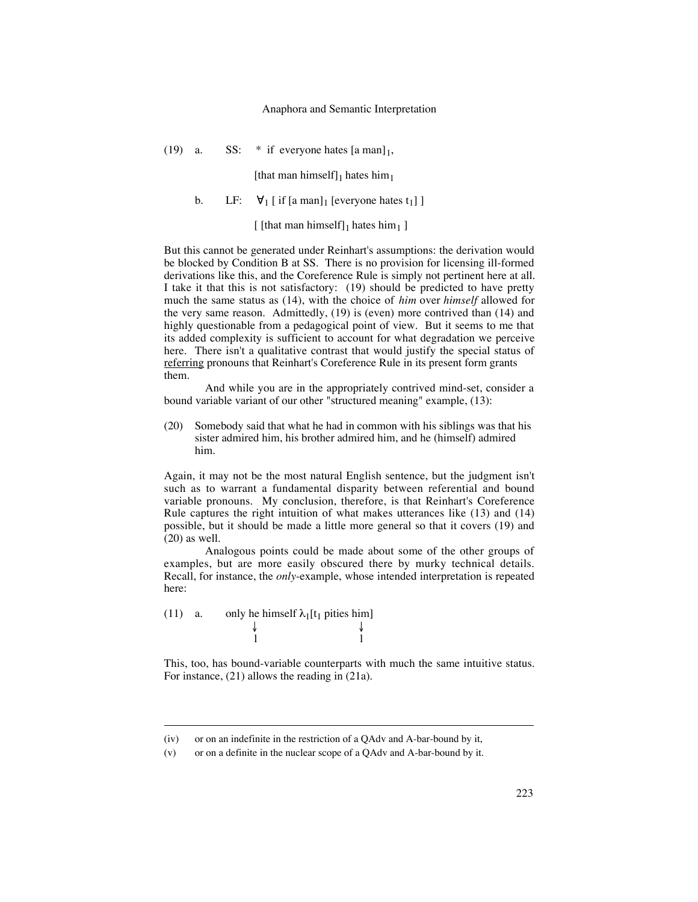(19) a. SS: * if everyone hates [a man]$_1$,

[that man himself]$_1$ hates him$_1$

b. LF: $\forall_1$ [ if [a man]$_1$ [everyone hates t$_1$] ]

[ [that man himself]$_1$ hates him$_1$ ]

But this cannot be generated under Reinhart's assumptions: the derivation would be blocked by Condition B at SS. There is no provision for licensing ill-formed derivations like this, and the Coreference Rule is simply not pertinent here at all. I take it that this is not satisfactory: (19) should be predicted to have pretty much the same status as (14), with the choice of *him* over *himself* allowed for the very same reason. Admittedly, (19) is (even) more contrived than (14) and highly questionable from a pedagogical point of view. But it seems to me that its added complexity is sufficient to account for what degradation we perceive here. There isn't a qualitative contrast that would justify the special status of referring pronouns that Reinhart's Coreference Rule in its present form grants them.

And while you are in the appropriately contrived mind-set, consider a bound variable variant of our other "structured meaning" example, (13):

(20) Somebody said that what he had in common with his siblings was that his sister admired him, his brother admired him, and he (himself) admired him.

Again, it may not be the most natural English sentence, but the judgment isn't such as to warrant a fundamental disparity between referential and bound variable pronouns. My conclusion, therefore, is that Reinhart's Coreference Rule captures the right intuition of what makes utterances like (13) and (14) possible, but it should be made a little more general so that it covers (19) and (20) as well.

Analogous points could be made about some of the other groups of examples, but are more easily obscured there by murky technical details. Recall, for instance, the *only*-example, whose intended interpretation is repeated here:

(11) a. only he himself $\lambda_1$[t$_1$ pities him]

$\quad\quad\quad\quad\downarrow\quad\quad\quad\quad\quad\downarrow$

$\quad\quad\quad\quad 1\quad\quad\quad\quad\quad 1$

This, too, has bound-variable counterparts with much the same intuitive status. For instance, (21) allows the reading in (21a).

---

(iv) or on an indefinite in the restriction of a QAdv and A-bar-bound by it,

(v) or on a definite in the nuclear scope of a QAdv and A-bar-bound by it.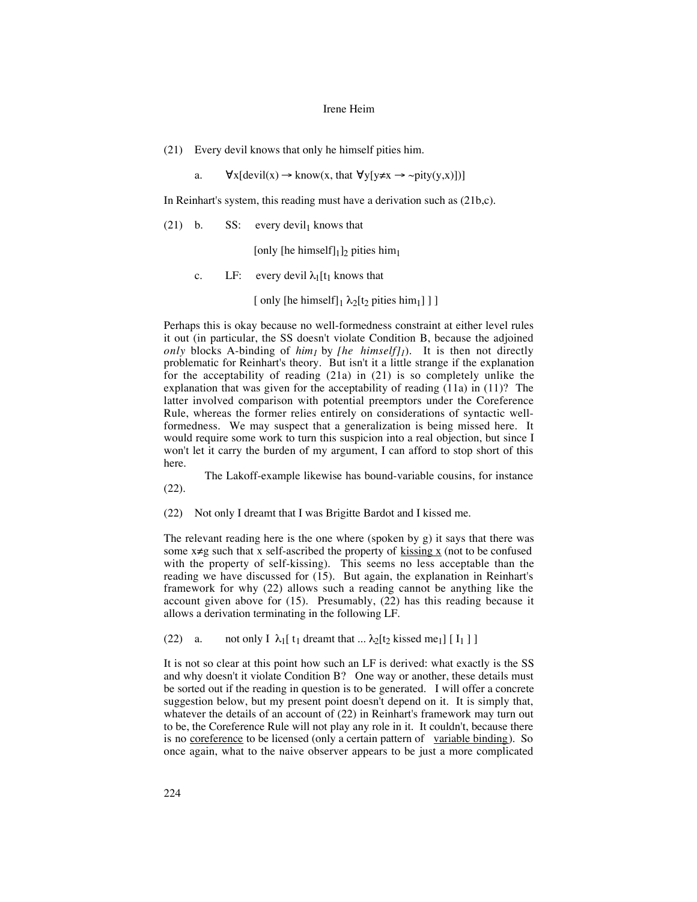(21) Every devil knows that only he himself pities him.

a. $\forall x[\text{devil}(x) \rightarrow \text{know}(x, \text{that } \forall y[y \neq x \rightarrow \sim\text{pity}(y,x)])]$

In Reinhart's system, this reading must have a derivation such as (21b,c).

(21) b. SS: every devil$_1$ knows that

[only [he himself]$_1$]$_2$ pities him$_1$

c. LF: every devil $\lambda_1$[t$_1$ knows that

[ only [he himself]$_1$ $\lambda_2$[t$_2$ pities him$_1$] ] ]

Perhaps this is okay because no well-formedness constraint at either level rules it out (in particular, the SS doesn't violate Condition B, because the adjoined *only* blocks A-binding of *him$_1$* by *[he himself]$_1$*). It is then not directly problematic for Reinhart's theory. But isn't it a little strange if the explanation for the acceptability of reading (21a) in (21) is so completely unlike the explanation that was given for the acceptability of reading (11a) in (11)? The latter involved comparison with potential preemptors under the Coreference Rule, whereas the former relies entirely on considerations of syntactic well-formedness. We may suspect that a generalization is being missed here. It would require some work to turn this suspicion into a real objection, but since I won't let it carry the burden of my argument, I can afford to stop short of this here.

The Lakoff-example likewise has bound-variable cousins, for instance (22).

(22) Not only I dreamt that I was Brigitte Bardot and I kissed me.

The relevant reading here is the one where (spoken by g) it says that there was some x≠g such that x self-ascribed the property of <u>kissing x</u> (not to be confused with the property of self-kissing). This seems no less acceptable than the reading we have discussed for (15). But again, the explanation in Reinhart's framework for why (22) allows such a reading cannot be anything like the account given above for (15). Presumably, (22) has this reading because it allows a derivation terminating in the following LF.

(22) a. not only I $\lambda_1$[ t$_1$ dreamt that ... $\lambda_2$[t$_2$ kissed me$_1$] [ I$_1$ ] ]

It is not so clear at this point how such an LF is derived: what exactly is the SS and why doesn't it violate Condition B? One way or another, these details must be sorted out if the reading in question is to be generated. I will offer a concrete suggestion below, but my present point doesn't depend on it. It is simply that, whatever the details of an account of (22) in Reinhart's framework may turn out to be, the Coreference Rule will not play any role in it. It couldn't, because there is no <u>coreference</u> to be licensed (only a certain pattern of <u>variable binding</u>). So once again, what to the naive observer appears to be just a more complicated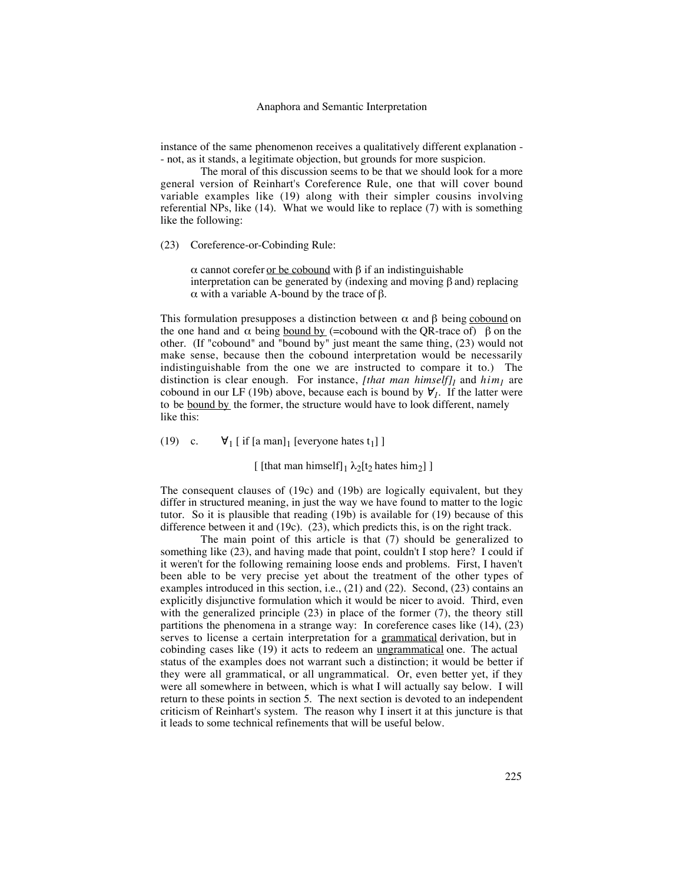instance of the same phenomenon receives a qualitatively different explanation -- not, as it stands, a legitimate objection, but grounds for more suspicion.

The moral of this discussion seems to be that we should look for a more general version of Reinhart's Coreference Rule, one that will cover bound variable examples like (19) along with their simpler cousins involving referential NPs, like (14). What we would like to replace (7) with is something like the following:

(23) Coreference-or-Cobinding Rule:

> $\alpha$ cannot corefer <u>or be cobound</u> with $\beta$ if an indistinguishable interpretation can be generated by (indexing and moving $\beta$ and) replacing $\alpha$ with a variable A-bound by the trace of $\beta$.

This formulation presupposes a distinction between $\alpha$ and $\beta$ being <u>cobound</u> on the one hand and $\alpha$ being <u>bound by</u> (=cobound with the QR-trace of) $\beta$ on the other. (If "cobound" and "bound by" just meant the same thing, (23) would not make sense, because then the cobound interpretation would be necessarily indistinguishable from the one we are instructed to compare it to.) The distinction is clear enough. For instance, *[that man himself]$_1$* and *him$_1$* are cobound in our LF (19b) above, because each is bound by $\forall_1$. If the latter were to be <u>bound by</u> the former, the structure would have to look different, namely like this:

(19) c. $\forall_1$ [ if [a man]$_1$ [everyone hates $t_1$] ]

[ [that man himself]$_1$ $\lambda_2$[$t_2$ hates him$_2$] ]

The consequent clauses of (19c) and (19b) are logically equivalent, but they differ in structured meaning, in just the way we have found to matter to the logic tutor. So it is plausible that reading (19b) is available for (19) because of this difference between it and (19c). (23), which predicts this, is on the right track.

The main point of this article is that (7) should be generalized to something like (23), and having made that point, couldn't I stop here? I could if it weren't for the following remaining loose ends and problems. First, I haven't been able to be very precise yet about the treatment of the other types of examples introduced in this section, i.e., (21) and (22). Second, (23) contains an explicitly disjunctive formulation which it would be nicer to avoid. Third, even with the generalized principle (23) in place of the former (7), the theory still partitions the phenomena in a strange way: In coreference cases like (14), (23) serves to license a certain interpretation for a <u>grammatical</u> derivation, but in cobinding cases like (19) it acts to redeem an <u>ungrammatical</u> one. The actual status of the examples does not warrant such a distinction; it would be better if they were all grammatical, or all ungrammatical. Or, even better yet, if they were all somewhere in between, which is what I will actually say below. I will return to these points in section 5. The next section is devoted to an independent criticism of Reinhart's system. The reason why I insert it at this juncture is that it leads to some technical refinements that will be useful below.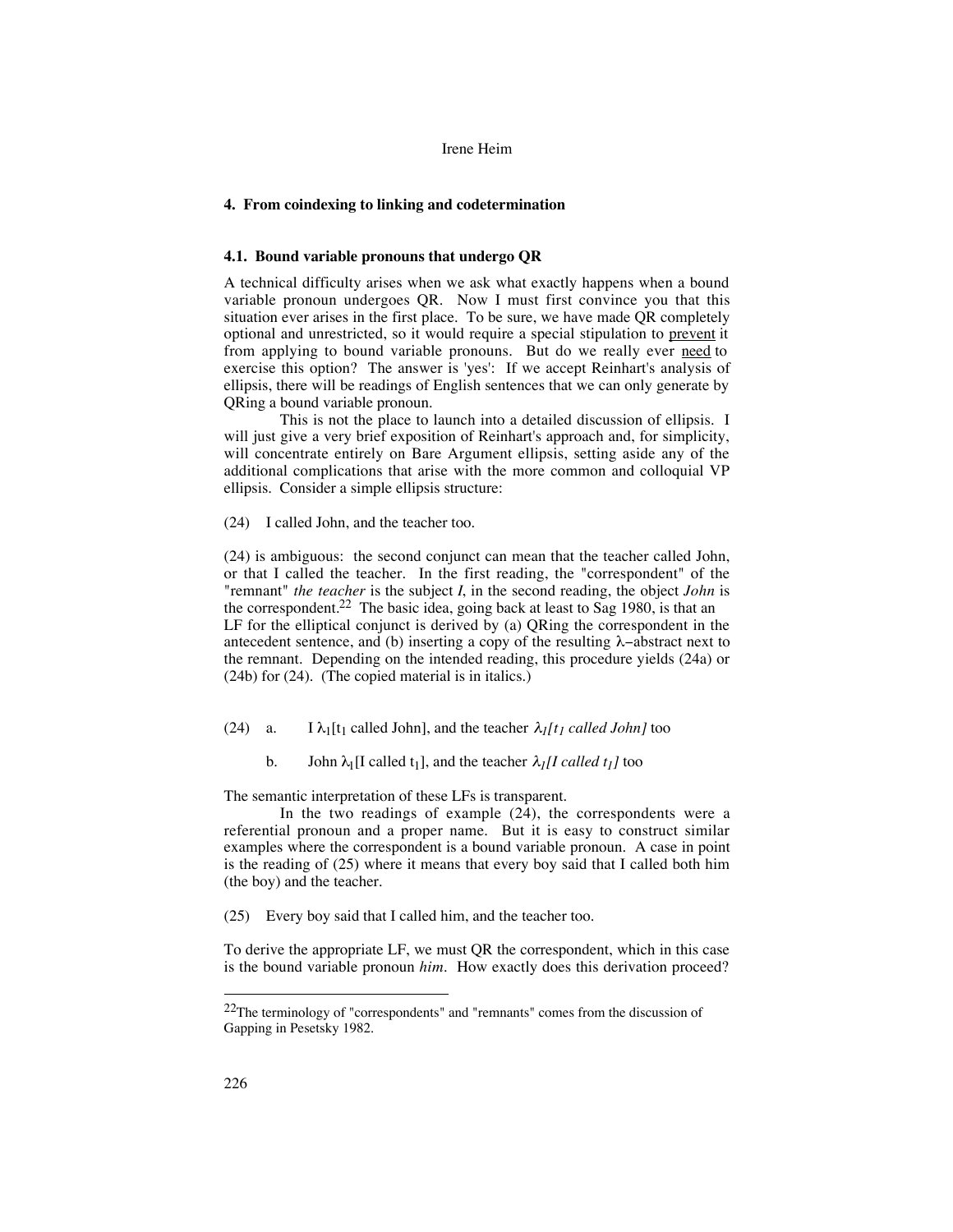## 4. From coindexing to linking and codetermination

### 4.1. Bound variable pronouns that undergo QR

A technical difficulty arises when we ask what exactly happens when a bound variable pronoun undergoes QR. Now I must first convince you that this situation ever arises in the first place. To be sure, we have made QR completely optional and unrestricted, so it would require a special stipulation to <u>prevent</u> it from applying to bound variable pronouns. But do we really ever <u>need</u> to exercise this option? The answer is 'yes': If we accept Reinhart's analysis of ellipsis, there will be readings of English sentences that we can only generate by QRing a bound variable pronoun.

This is not the place to launch into a detailed discussion of ellipsis. I will just give a very brief exposition of Reinhart's approach and, for simplicity, will concentrate entirely on Bare Argument ellipsis, setting aside any of the additional complications that arise with the more common and colloquial VP ellipsis. Consider a simple ellipsis structure:

(24) I called John, and the teacher too.

(24) is ambiguous: the second conjunct can mean that the teacher called John, or that I called the teacher. In the first reading, the "correspondent" of the "remnant" *the teacher* is the subject *I*, in the second reading, the object *John* is the correspondent.[22] The basic idea, going back at least to Sag 1980, is that an LF for the elliptical conjunct is derived by (a) QRing the correspondent in the antecedent sentence, and (b) inserting a copy of the resulting λ–abstract next to the remnant. Depending on the intended reading, this procedure yields (24a) or (24b) for (24). (The copied material is in italics.)

(24) a. I $\lambda_1$[$t_1$ called John], and the teacher *$\lambda_1$[$t_1$ called John]* too

b. John $\lambda_1$[I called $t_1$], and the teacher *$\lambda_1$[I called $t_1$]* too

The semantic interpretation of these LFs is transparent.

In the two readings of example (24), the correspondents were a referential pronoun and a proper name. But it is easy to construct similar examples where the correspondent is a bound variable pronoun. A case in point is the reading of (25) where it means that every boy said that I called both him (the boy) and the teacher.

(25) Every boy said that I called him, and the teacher too.

To derive the appropriate LF, we must QR the correspondent, which in this case is the bound variable pronoun *him*. How exactly does this derivation proceed?

---

[22] The terminology of "correspondents" and "remnants" comes from the discussion of Gapping in Pesetsky 1982.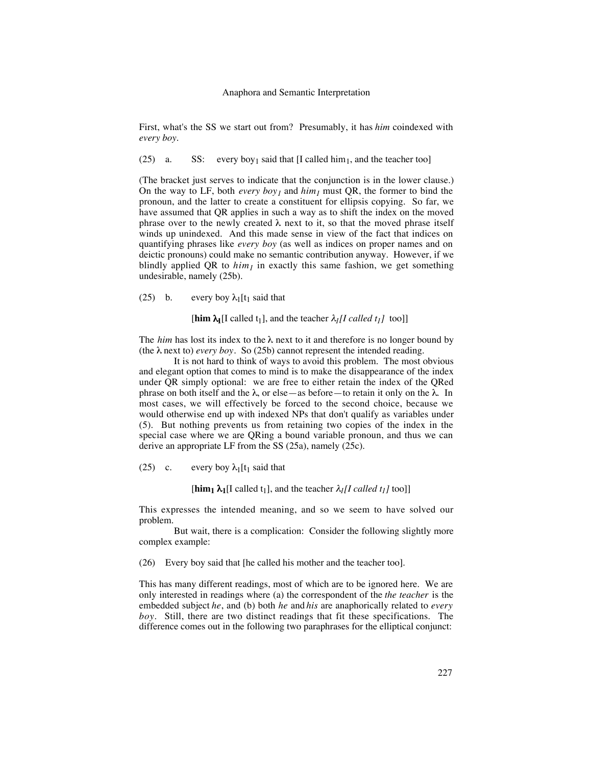First, what's the SS we start out from? Presumably, it has *him* coindexed with *every boy*.

(25) a. SS: every boy$_1$ said that [I called him$_1$, and the teacher too]

(The bracket just serves to indicate that the conjunction is in the lower clause.) On the way to LF, both *every boy$_1$* and *him$_1$* must QR, the former to bind the pronoun, and the latter to create a constituent for ellipsis copying. So far, we have assumed that QR applies in such a way as to shift the index on the moved phrase over to the newly created λ next to it, so that the moved phrase itself winds up unindexed. And this made sense in view of the fact that indices on quantifying phrases like *every boy* (as well as indices on proper names and on deictic pronouns) could make no semantic contribution anyway. However, if we blindly applied QR to *him$_1$* in exactly this same fashion, we get something undesirable, namely (25b).

(25) b. every boy $\lambda_1$[t$_1$ said that

[**him $\lambda_1$**[I called t$_1$], and the teacher *$\lambda_1$[I called t$_1$]* too]]

The *him* has lost its index to the λ next to it and therefore is no longer bound by (the λ next to) *every boy*. So (25b) cannot represent the intended reading.

It is not hard to think of ways to avoid this problem. The most obvious and elegant option that comes to mind is to make the disappearance of the index under QR simply optional: we are free to either retain the index of the QRed phrase on both itself and the λ, or else—as before—to retain it only on the λ. In most cases, we will effectively be forced to the second choice, because we would otherwise end up with indexed NPs that don't qualify as variables under (5). But nothing prevents us from retaining two copies of the index in the special case where we are QRing a bound variable pronoun, and thus we can derive an appropriate LF from the SS (25a), namely (25c).

(25) c. every boy $\lambda_1$[t$_1$ said that

[**him$_1$ $\lambda_1$**[I called t$_1$], and the teacher *$\lambda_1$[I called t$_1$]* too]]

This expresses the intended meaning, and so we seem to have solved our problem.

But wait, there is a complication: Consider the following slightly more complex example:

(26) Every boy said that [he called his mother and the teacher too].

This has many different readings, most of which are to be ignored here. We are only interested in readings where (a) the correspondent of the *the teacher* is the embedded subject *he*, and (b) both *he* and *his* are anaphorically related to *every boy*. Still, there are two distinct readings that fit these specifications. The difference comes out in the following two paraphrases for the elliptical conjunct: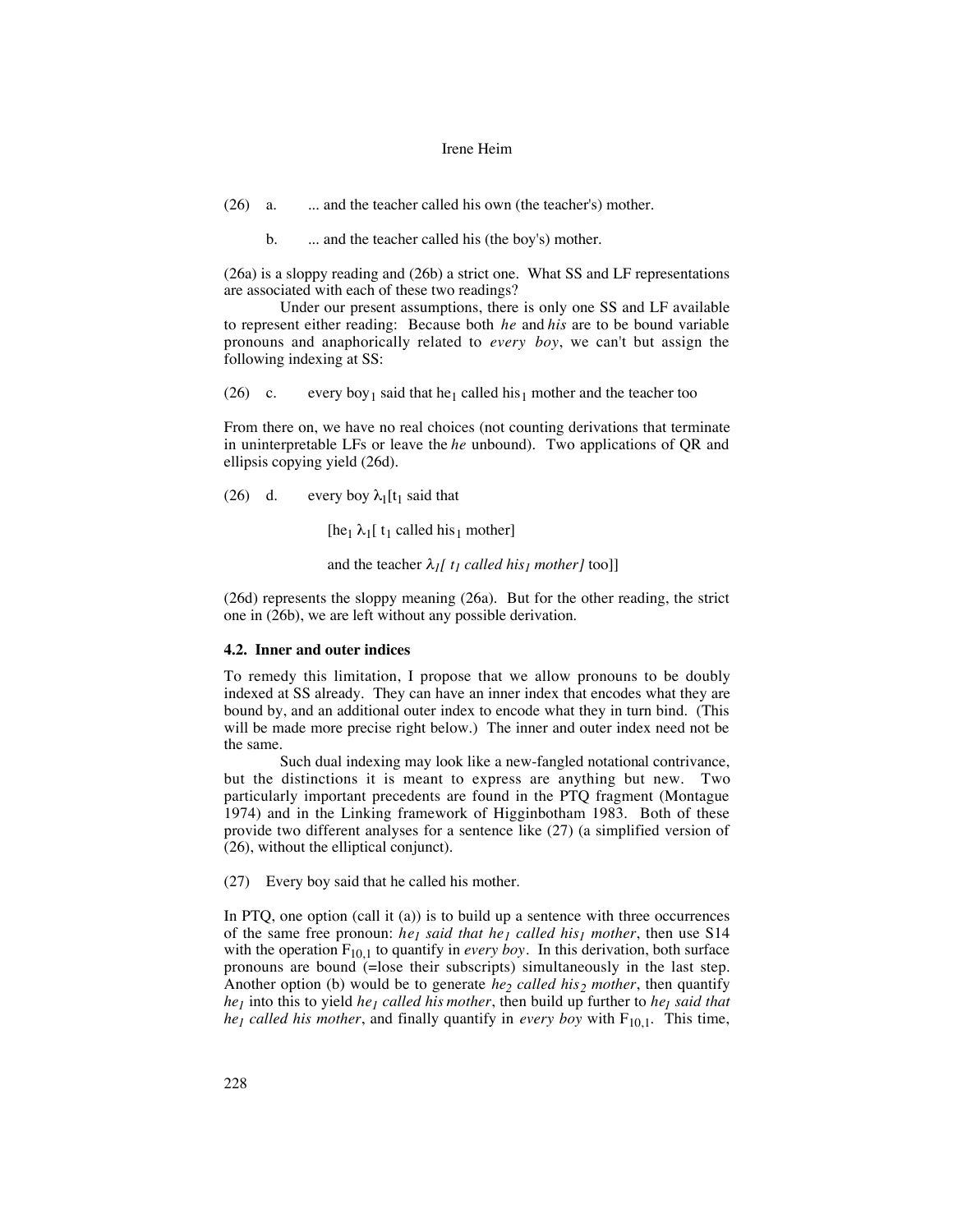(26) a. ... and the teacher called his own (the teacher's) mother.

b. ... and the teacher called his (the boy's) mother.

(26a) is a sloppy reading and (26b) a strict one. What SS and LF representations are associated with each of these two readings?

Under our present assumptions, there is only one SS and LF available to represent either reading: Because both *he* and *his* are to be bound variable pronouns and anaphorically related to *every boy*, we can't but assign the following indexing at SS:

(26) c. every boy$_1$ said that he$_1$ called his$_1$ mother and the teacher too

From there on, we have no real choices (not counting derivations that terminate in uninterpretable LFs or leave the *he* unbound). Two applications of QR and ellipsis copying yield (26d).

(26) d. every boy $\lambda_1$[t$_1$ said that

[he$_1$ $\lambda_1$[ t$_1$ called his$_1$ mother]

and the teacher *$\lambda_1$[ t$_1$ called his$_1$ mother]* too]]

(26d) represents the sloppy meaning (26a). But for the other reading, the strict one in (26b), we are left without any possible derivation.

### 4.2. Inner and outer indices

To remedy this limitation, I propose that we allow pronouns to be doubly indexed at SS already. They can have an inner index that encodes what they are bound by, and an additional outer index to encode what they in turn bind. (This will be made more precise right below.) The inner and outer index need not be the same.

Such dual indexing may look like a new-fangled notational contrivance, but the distinctions it is meant to express are anything but new. Two particularly important precedents are found in the PTQ fragment (Montague 1974) and in the Linking framework of Higginbotham 1983. Both of these provide two different analyses for a sentence like (27) (a simplified version of (26), without the elliptical conjunct).

(27) Every boy said that he called his mother.

In PTQ, one option (call it (a)) is to build up a sentence with three occurrences of the same free pronoun: *he$_1$ said that he$_1$ called his$_1$ mother*, then use S14 with the operation $F_{10,1}$ to quantify in *every boy*. In this derivation, both surface pronouns are bound (=lose their subscripts) simultaneously in the last step. Another option (b) would be to generate *he$_2$ called his$_2$ mother*, then quantify *he$_1$* into this to yield *he$_1$ called his mother*, then build up further to *he$_1$ said that he$_1$ called his mother*, and finally quantify in *every boy* with $F_{10,1}$. This time,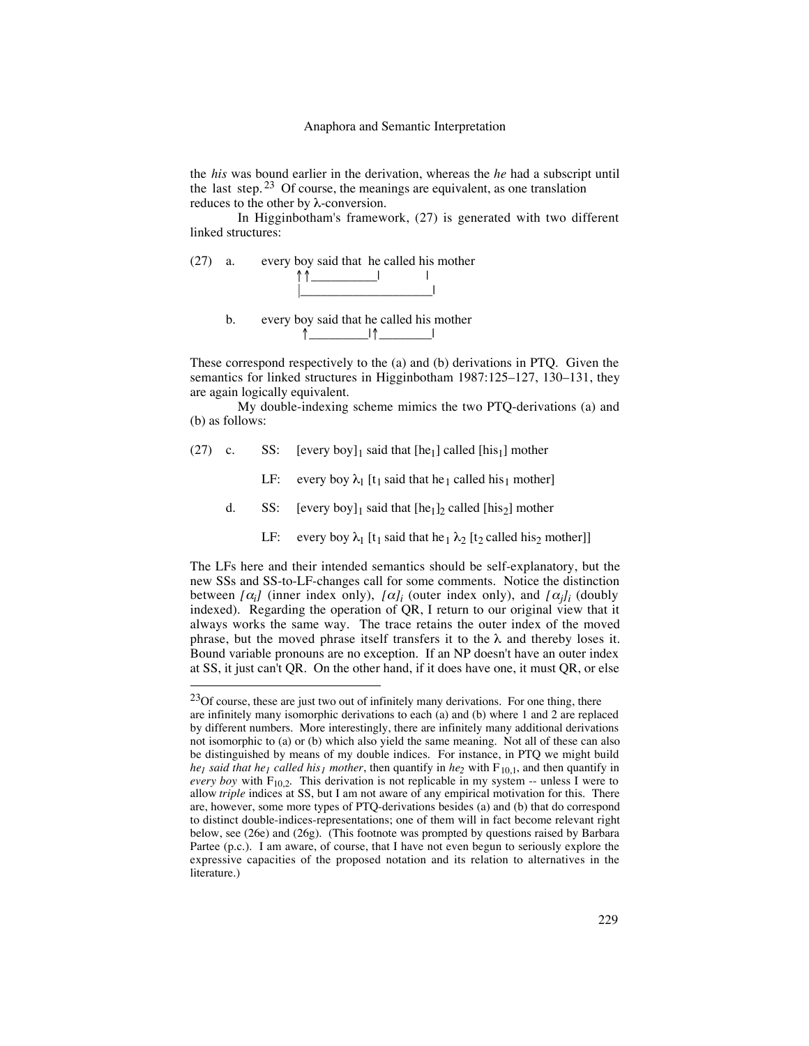the *his* was bound earlier in the derivation, whereas the *he* had a subscript until the last step.[23] Of course, the meanings are equivalent, as one translation reduces to the other by λ-conversion.

In Higginbotham's framework, (27) is generated with two different linked structures:

(27) a. every boy said that he called his mother

```
             ↑↑__________|           |
             |_____________________|
```

b. every boy said that he called his mother

```
             ↑_________|↑________|
```

These correspond respectively to the (a) and (b) derivations in PTQ. Given the semantics for linked structures in Higginbotham 1987:125–127, 130–131, they are again logically equivalent.

My double-indexing scheme mimics the two PTQ-derivations (a) and (b) as follows:

(27) c. SS: [every boy]$_1$ said that [he$_1$] called [his$_1$] mother

LF: every boy $\lambda_1$ [t$_1$ said that he$_1$ called his$_1$ mother]

d. SS: [every boy]$_1$ said that [he$_1$]$_2$ called [his$_2$] mother

LF: every boy $\lambda_1$ [t$_1$ said that he$_1$ $\lambda_2$ [t$_2$ called his$_2$ mother]]

The LFs here and their intended semantics should be self-explanatory, but the new SSs and SS-to-LF-changes call for some comments. Notice the distinction between $[\alpha_i]$ (inner index only), $[\alpha]_i$ (outer index only), and $[\alpha_j]_i$ (doubly indexed). Regarding the operation of QR, I return to our original view that it always works the same way. The trace retains the outer index of the moved phrase, but the moved phrase itself transfers it to the λ and thereby loses it. Bound variable pronouns are no exception. If an NP doesn't have an outer index at SS, it just can't QR. On the other hand, if it does have one, it must QR, or else

---

[23] Of course, these are just two out of infinitely many derivations. For one thing, there are infinitely many isomorphic derivations to each (a) and (b) where 1 and 2 are replaced by different numbers. More interestingly, there are infinitely many additional derivations not isomorphic to (a) or (b) which also yield the same meaning. Not all of these can also be distinguished by means of my double indices. For instance, in PTQ we might build *he$_1$ said that he$_1$ called his$_1$ mother*, then quantify in *he$_2$* with $F_{10,1}$, and then quantify in *every boy* with $F_{10,2}$. This derivation is not replicable in my system -- unless I were to allow *triple* indices at SS, but I am not aware of any empirical motivation for this. There are, however, some more types of PTQ-derivations besides (a) and (b) that do correspond to distinct double-indices-representations; one of them will in fact become relevant right below, see (26e) and (26g). (This footnote was prompted by questions raised by Barbara Partee (p.c.). I am aware, of course, that I have not even begun to seriously explore the expressive capacities of the proposed notation and its relation to alternatives in the literature.)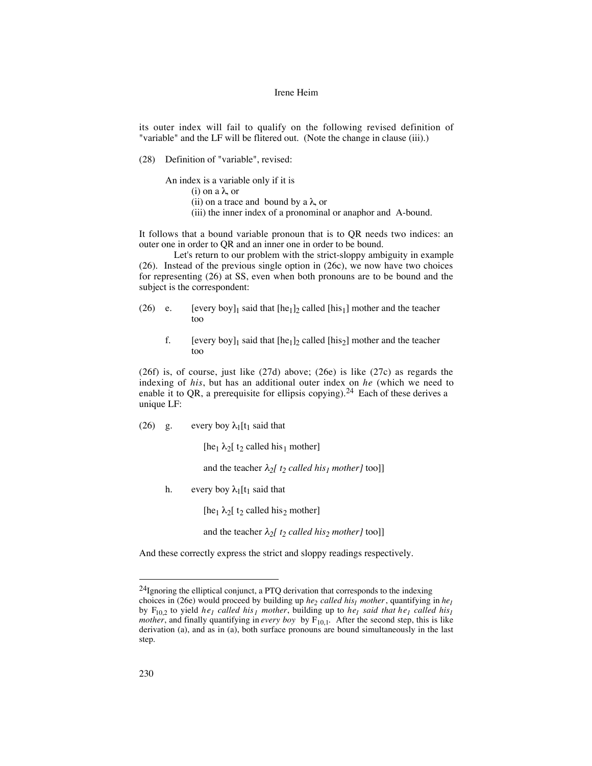its outer index will fail to qualify on the following revised definition of "variable" and the LF will be flitered out. (Note the change in clause (iii).)

(28) Definition of "variable", revised:

An index is a variable only if it is
(i) on a $\lambda$, or
(ii) on a trace and bound by a $\lambda$, or
(iii) the inner index of a pronominal or anaphor and A-bound.

It follows that a bound variable pronoun that is to QR needs two indices: an outer one in order to QR and an inner one in order to be bound.

Let's return to our problem with the strict-sloppy ambiguity in example (26). Instead of the previous single option in (26c), we now have two choices for representing (26) at SS, even when both pronouns are to be bound and the subject is the correspondent:

(26) e. [every boy]$_1$ said that [he$_1$]$_2$ called [his$_1$] mother and the teacher too

f. [every boy]$_1$ said that [he$_1$]$_2$ called [his$_2$] mother and the teacher too

(26f) is, of course, just like (27d) above; (26e) is like (27c) as regards the indexing of *his*, but has an additional outer index on *he* (which we need to enable it to QR, a prerequisite for ellipsis copying).[24] Each of these derives a unique LF:

(26) g. every boy $\lambda_1$[t$_1$ said that

[he$_1$ $\lambda_2$[ t$_2$ called his$_1$ mother]

and the teacher *$\lambda_2$[ t$_2$ called his$_1$ mother]* too]]

h. every boy $\lambda_1$[t$_1$ said that

[he$_1$ $\lambda_2$[ t$_2$ called his$_2$ mother]

and the teacher *$\lambda_2$[ t$_2$ called his$_2$ mother]* too]]

And these correctly express the strict and sloppy readings respectively.

---

[24] Ignoring the elliptical conjunct, a PTQ derivation that corresponds to the indexing choices in (26e) would proceed by building up *he$_2$ called his$_1$ mother*, quantifying in *he$_1$* by F$_{10,2}$ to yield *he$_1$ called his$_1$ mother*, building up to *he$_1$ said that he$_1$ called his$_1$ mother*, and finally quantifying in *every boy* by F$_{10,1}$. After the second step, this is like derivation (a), and as in (a), both surface pronouns are bound simultaneously in the last step.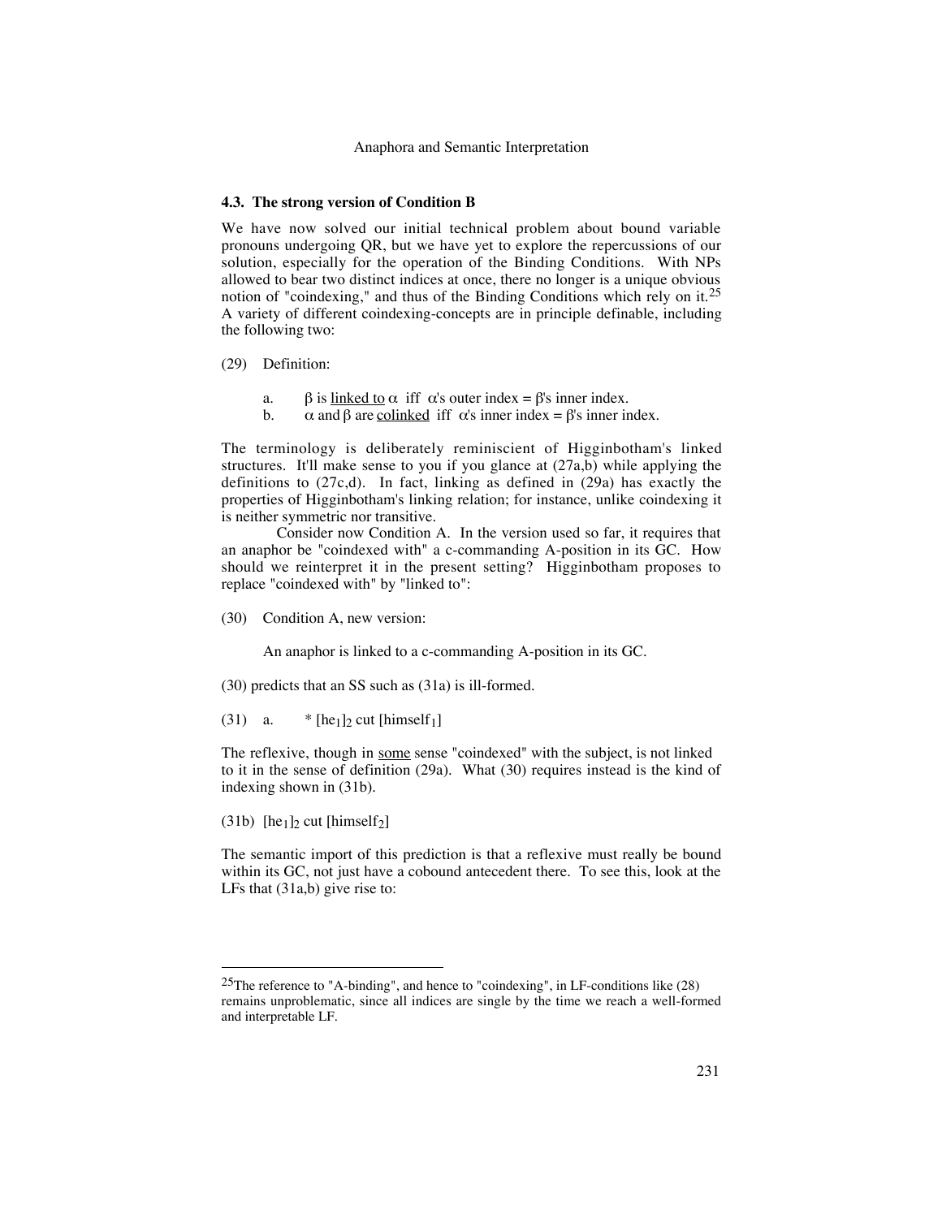### 4.3. The strong version of Condition B

We have now solved our initial technical problem about bound variable pronouns undergoing QR, but we have yet to explore the repercussions of our solution, especially for the operation of the Binding Conditions. With NPs allowed to bear two distinct indices at once, there no longer is a unique obvious notion of "coindexing," and thus of the Binding Conditions which rely on it.[25] A variety of different coindexing-concepts are in principle definable, including the following two:

(29) Definition:

a. $\beta$ is <u>linked to</u> $\alpha$ iff $\alpha$'s outer index = $\beta$'s inner index.

b. $\alpha$ and $\beta$ are <u>colinked</u> iff $\alpha$'s inner index = $\beta$'s inner index.

The terminology is deliberately reminiscient of Higginbotham's linked structures. It'll make sense to you if you glance at (27a,b) while applying the definitions to (27c,d). In fact, linking as defined in (29a) has exactly the properties of Higginbotham's linking relation; for instance, unlike coindexing it is neither symmetric nor transitive.

Consider now Condition A. In the version used so far, it requires that an anaphor be "coindexed with" a c-commanding A-position in its GC. How should we reinterpret it in the present setting? Higginbotham proposes to replace "coindexed with" by "linked to":

(30) Condition A, new version:

An anaphor is linked to a c-commanding A-position in its GC.

(30) predicts that an SS such as (31a) is ill-formed.

(31) a. * $[\text{he}_1]_2$ cut $[\text{himself}_1]$

The reflexive, though in <u>some</u> sense "coindexed" with the subject, is not linked to it in the sense of definition (29a). What (30) requires instead is the kind of indexing shown in (31b).

(31b) $[\text{he}_1]_2$ cut $[\text{himself}_2]$

The semantic import of this prediction is that a reflexive must really be bound within its GC, not just have a cobound antecedent there. To see this, look at the LFs that (31a,b) give rise to:

---

[25] The reference to "A-binding", and hence to "coindexing", in LF-conditions like (28) remains unproblematic, since all indices are single by the time we reach a well-formed and interpretable LF.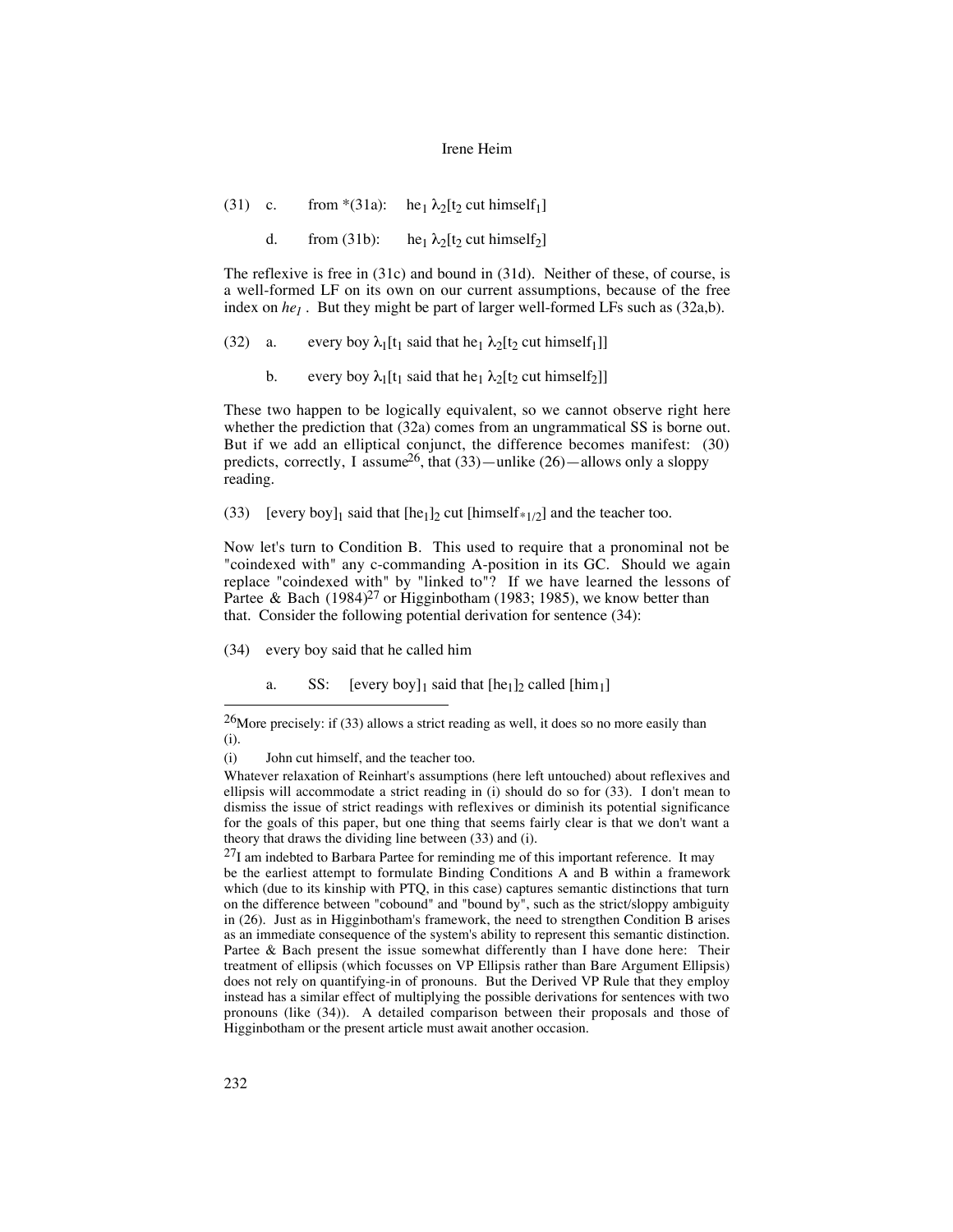(31) c. from *(31a): $\text{he}_1\ \lambda_2[\text{t}_2 \text{ cut himself}_1]$

d. from (31b): $\text{he}_1\ \lambda_2[\text{t}_2 \text{ cut himself}_2]$

The reflexive is free in (31c) and bound in (31d). Neither of these, of course, is a well-formed LF on its own on our current assumptions, because of the free index on $he_1$. But they might be part of larger well-formed LFs such as (32a,b).

(32) a. every boy $\lambda_1[\text{t}_1$ said that $\text{he}_1\ \lambda_2[\text{t}_2 \text{ cut himself}_1]]$

b. every boy $\lambda_1[\text{t}_1$ said that $\text{he}_1\ \lambda_2[\text{t}_2 \text{ cut himself}_2]]$

These two happen to be logically equivalent, so we cannot observe right here whether the prediction that (32a) comes from an ungrammatical SS is borne out. But if we add an elliptical conjunct, the difference becomes manifest: (30) predicts, correctly, I assume[26], that (33)—unlike (26)—allows only a sloppy reading.

(33) $[\text{every boy}]_1$ said that $[\text{he}_1]_2$ cut $[\text{himself}_{*1/2}]$ and the teacher too.

Now let's turn to Condition B. This used to require that a pronominal not be "coindexed with" any c-commanding A-position in its GC. Should we again replace "coindexed with" by "linked to"? If we have learned the lessons of Partee & Bach (1984)[27] or Higginbotham (1983; 1985), we know better than that. Consider the following potential derivation for sentence (34):

(34) every boy said that he called him

a. SS: $[\text{every boy}]_1$ said that $[\text{he}_1]_2$ called $[\text{him}_1]$

---

[26] More precisely: if (33) allows a strict reading as well, it does so no more easily than (i).

(i) John cut himself, and the teacher too.

Whatever relaxation of Reinhart's assumptions (here left untouched) about reflexives and ellipsis will accommodate a strict reading in (i) should do so for (33). I don't mean to dismiss the issue of strict readings with reflexives or diminish its potential significance for the goals of this paper, but one thing that seems fairly clear is that we don't want a theory that draws the dividing line between (33) and (i).

[27] I am indebted to Barbara Partee for reminding me of this important reference. It may be the earliest attempt to formulate Binding Conditions A and B within a framework which (due to its kinship with PTQ, in this case) captures semantic distinctions that turn on the difference between "cobound" and "bound by", such as the strict/sloppy ambiguity in (26). Just as in Higginbotham's framework, the need to strengthen Condition B arises as an immediate consequence of the system's ability to represent this semantic distinction. Partee & Bach present the issue somewhat differently than I have done here: Their treatment of ellipsis (which focusses on VP Ellipsis rather than Bare Argument Ellipsis) does not rely on quantifying-in of pronouns. But the Derived VP Rule that they employ instead has a similar effect of multiplying the possible derivations for sentences with two pronouns (like (34)). A detailed comparison between their proposals and those of Higginbotham or the present article must await another occasion.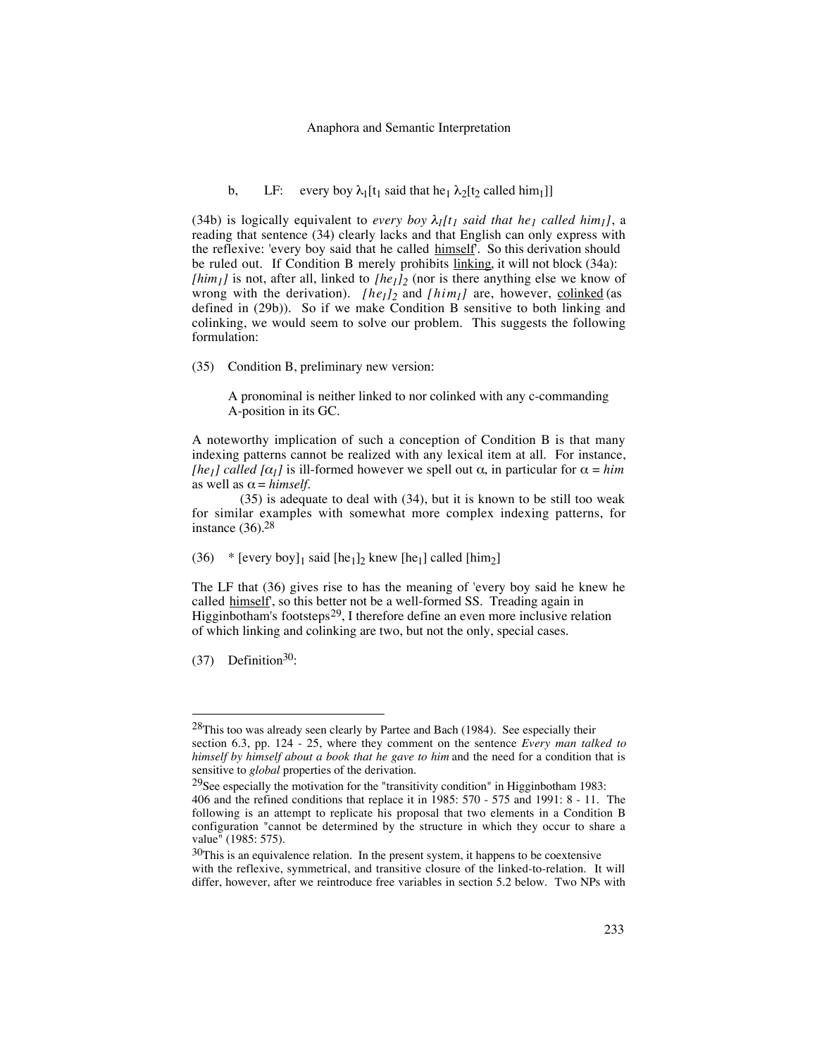b, LF: every boy $\lambda_1$[$t_1$ said that $he_1$ $\lambda_2$[$t_2$ called $him_1$]]

(34b) is logically equivalent to *every boy* $\lambda_1$*[*$t_1$ *said that* $he_1$ *called* $him_1$*]*, a reading that sentence (34) clearly lacks and that English can only express with the reflexive: 'every boy said that he called himself'. So this derivation should be ruled out. If Condition B merely prohibits linking, it will not block (34a): *[*$him_1$*]* is not, after all, linked to *[*$he_1$*]*$_2$ (nor is there anything else we know of wrong with the derivation). *[*$he_1$*]*$_2$ and *[*$him_1$*]* are, however, colinked (as defined in (29b)). So if we make Condition B sensitive to both linking and colinking, we would seem to solve our problem. This suggests the following formulation:

(35) Condition B, preliminary new version:

A pronominal is neither linked to nor colinked with any c-commanding A-position in its GC.

A noteworthy implication of such a conception of Condition B is that many indexing patterns cannot be realized with any lexical item at all. For instance, *[*$he_1$*] called [*$\alpha_1$*]* is ill-formed however we spell out $\alpha$, in particular for $\alpha$ = *him* as well as $\alpha$ = *himself*.

(35) is adequate to deal with (34), but it is known to be still too weak for similar examples with somewhat more complex indexing patterns, for instance (36).[28]

(36) * [every boy]$_1$ said [$he_1$]$_2$ knew [$he_1$] called [$him_2$]

The LF that (36) gives rise to has the meaning of 'every boy said he knew he called himself', so this better not be a well-formed SS. Treading again in Higginbotham's footsteps[29], I therefore define an even more inclusive relation of which linking and colinking are two, but not the only, special cases.

(37) Definition[30]:

---

[28]This too was already seen clearly by Partee and Bach (1984). See especially their section 6.3, pp. 124 - 25, where they comment on the sentence *Every man talked to himself by himself about a book that he gave to him* and the need for a condition that is sensitive to *global* properties of the derivation.

[29]See especially the motivation for the "transitivity condition" in Higginbotham 1983: 406 and the refined conditions that replace it in 1985: 570 - 575 and 1991: 8 - 11. The following is an attempt to replicate his proposal that two elements in a Condition B configuration "cannot be determined by the structure in which they occur to share a value" (1985: 575).

[30]This is an equivalence relation. In the present system, it happens to be coextensive with the reflexive, symmetrical, and transitive closure of the linked-to-relation. It will differ, however, after we reintroduce free variables in section 5.2 below. Two NPs with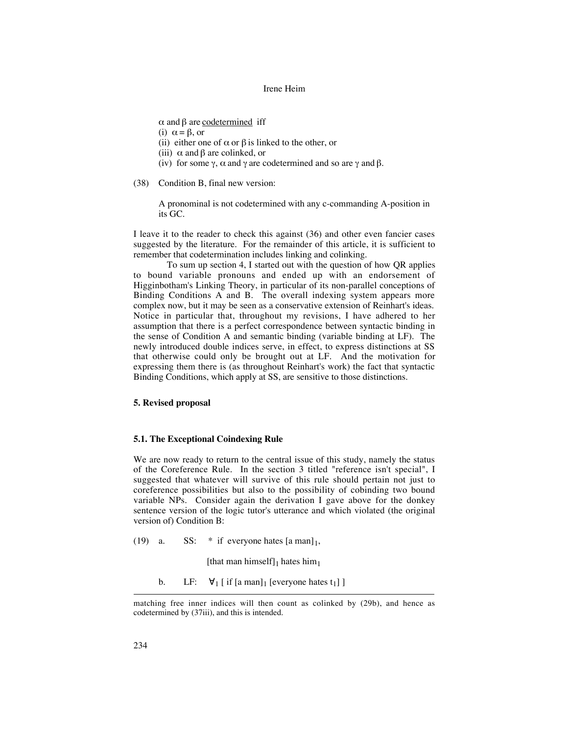$\alpha$ and $\beta$ are codetermined iff

(i) $\alpha = \beta$, or

(ii) either one of $\alpha$ or $\beta$ is linked to the other, or

(iii) $\alpha$ and $\beta$ are colinked, or

(iv) for some $\gamma$, $\alpha$ and $\gamma$ are codetermined and so are $\gamma$ and $\beta$.

(38) Condition B, final new version:

A pronominal is not codetermined with any c-commanding A-position in its GC.

I leave it to the reader to check this against (36) and other even fancier cases suggested by the literature. For the remainder of this article, it is sufficient to remember that codetermination includes linking and colinking.

To sum up section 4, I started out with the question of how QR applies to bound variable pronouns and ended up with an endorsement of Higginbotham's Linking Theory, in particular of its non-parallel conceptions of Binding Conditions A and B. The overall indexing system appears more complex now, but it may be seen as a conservative extension of Reinhart's ideas. Notice in particular that, throughout my revisions, I have adhered to her assumption that there is a perfect correspondence between syntactic binding in the sense of Condition A and semantic binding (variable binding at LF). The newly introduced double indices serve, in effect, to express distinctions at SS that otherwise could only be brought out at LF. And the motivation for expressing them there is (as throughout Reinhart's work) the fact that syntactic Binding Conditions, which apply at SS, are sensitive to those distinctions.

## 5. Revised proposal

### 5.1. The Exceptional Coindexing Rule

We are now ready to return to the central issue of this study, namely the status of the Coreference Rule. In the section 3 titled "reference isn't special", I suggested that whatever will survive of this rule should pertain not just to coreference possibilities but also to the possibility of cobinding two bound variable NPs. Consider again the derivation I gave above for the donkey sentence version of the logic tutor's utterance and which violated (the original version of) Condition B:

(19) a. SS: * if everyone hates [a man]$_1$,

[that man himself]$_1$ hates him$_1$

b. LF: $\forall_1$ [ if [a man]$_1$ [everyone hates t$_1$] ]

---

matching free inner indices will then count as colinked by (29b), and hence as codetermined by (37iii), and this is intended.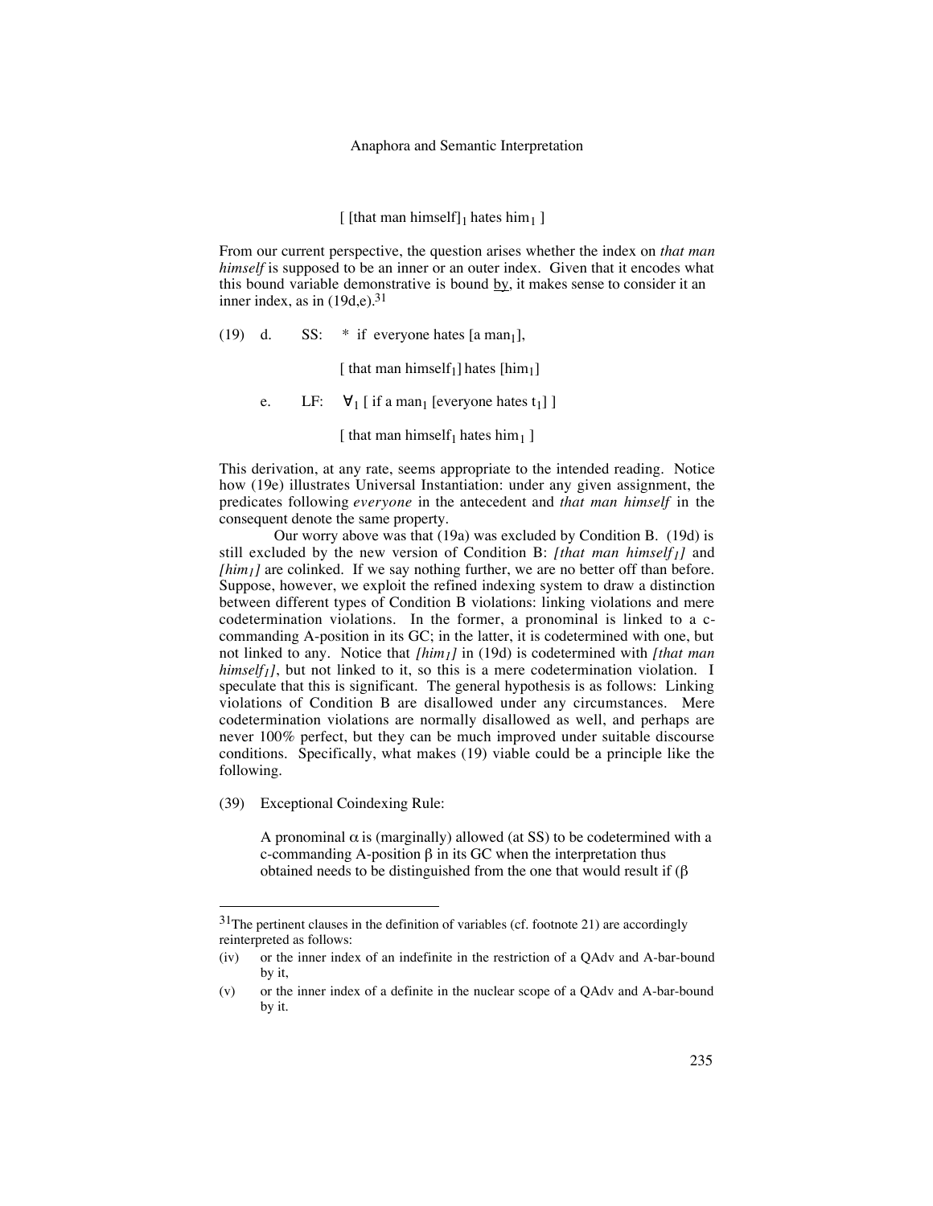[ [that man himself]$_1$ hates him$_1$ ]

From our current perspective, the question arises whether the index on *that man himself* is supposed to be an inner or an outer index. Given that it encodes what this bound variable demonstrative is bound by, it makes sense to consider it an inner index, as in (19d,e).[31]

(19) d. SS: * if everyone hates [a man$_1$],

[ that man himself$_1$] hates [him$_1$]

e. LF: $\forall_1$ [ if a man$_1$ [everyone hates t$_1$] ]

[ that man himself$_1$ hates him$_1$ ]

This derivation, at any rate, seems appropriate to the intended reading. Notice how (19e) illustrates Universal Instantiation: under any given assignment, the predicates following *everyone* in the antecedent and *that man himself* in the consequent denote the same property.

Our worry above was that (19a) was excluded by Condition B. (19d) is still excluded by the new version of Condition B: *[that man himself$_1$]* and *[him$_1$]* are colinked. If we say nothing further, we are no better off than before. Suppose, however, we exploit the refined indexing system to draw a distinction between different types of Condition B violations: linking violations and mere codetermination violations. In the former, a pronominal is linked to a c-commanding A-position in its GC; in the latter, it is codetermined with one, but not linked to any. Notice that *[him$_1$]* in (19d) is codetermined with *[that man himself$_1$]*, but not linked to it, so this is a mere codetermination violation. I speculate that this is significant. The general hypothesis is as follows: Linking violations of Condition B are disallowed under any circumstances. Mere codetermination violations are normally disallowed as well, and perhaps are never 100% perfect, but they can be much improved under suitable discourse conditions. Specifically, what makes (19) viable could be a principle like the following.

(39) Exceptional Coindexing Rule:

A pronominal $\alpha$ is (marginally) allowed (at SS) to be codetermined with a c-commanding A-position $\beta$ in its GC when the interpretation thus obtained needs to be distinguished from the one that would result if ($\beta$

---

[31] The pertinent clauses in the definition of variables (cf. footnote 21) are accordingly reinterpreted as follows:

(iv) or the inner index of an indefinite in the restriction of a QAdv and A-bar-bound by it,

(v) or the inner index of a definite in the nuclear scope of a QAdv and A-bar-bound by it.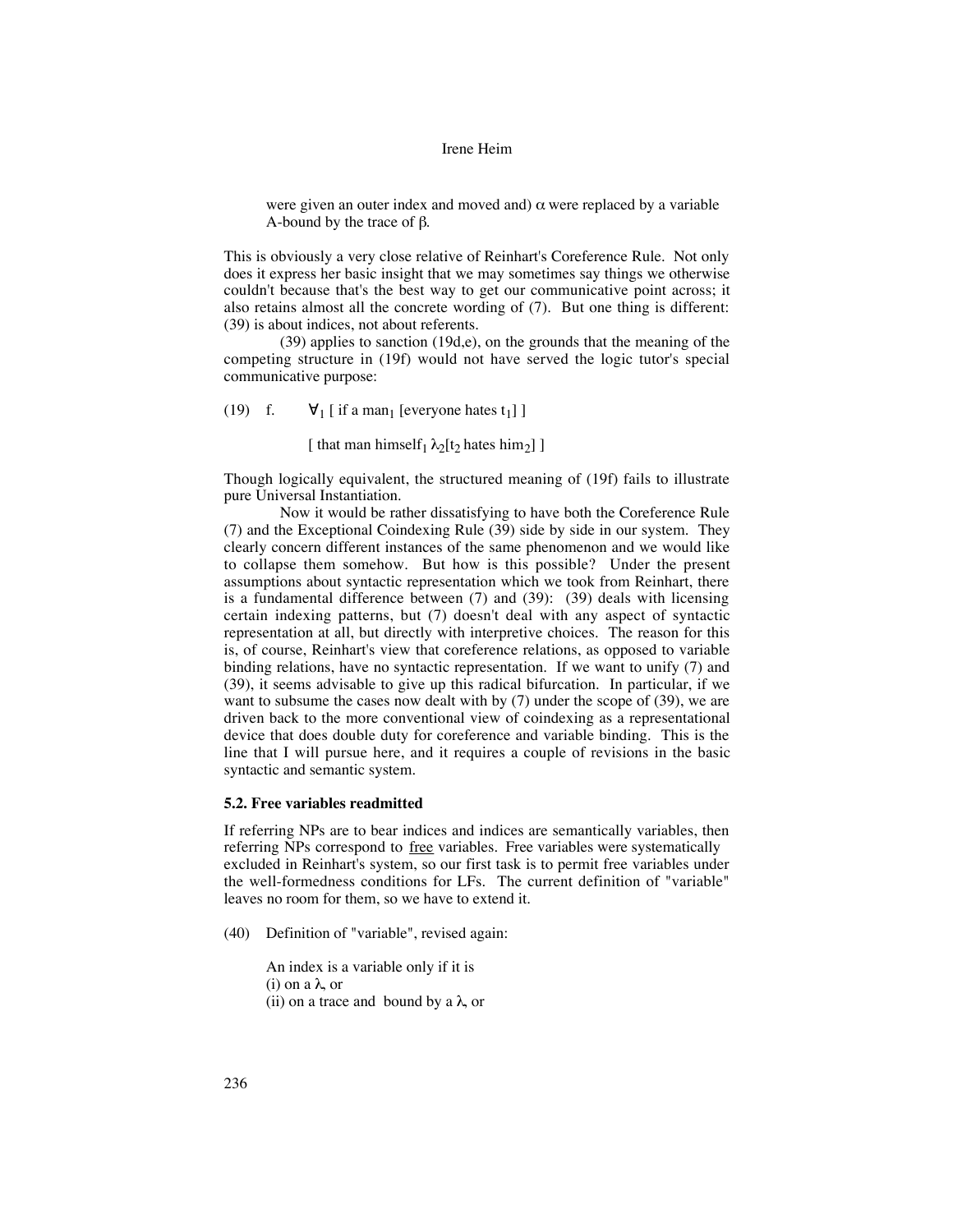were given an outer index and moved and) $\alpha$ were replaced by a variable A-bound by the trace of $\beta$.

This is obviously a very close relative of Reinhart's Coreference Rule. Not only does it express her basic insight that we may sometimes say things we otherwise couldn't because that's the best way to get our communicative point across; it also retains almost all the concrete wording of (7). But one thing is different: (39) is about indices, not about referents.

(39) applies to sanction (19d,e), on the grounds that the meaning of the competing structure in (19f) would not have served the logic tutor's special communicative purpose:

(19) f. $\forall_1$ [ if a man$_1$ [everyone hates $t_1$] ]

[ that man himself$_1$ $\lambda_2$[$t_2$ hates him$_2$] ]

Though logically equivalent, the structured meaning of (19f) fails to illustrate pure Universal Instantiation.

Now it would be rather dissatisfying to have both the Coreference Rule (7) and the Exceptional Coindexing Rule (39) side by side in our system. They clearly concern different instances of the same phenomenon and we would like to collapse them somehow. But how is this possible? Under the present assumptions about syntactic representation which we took from Reinhart, there is a fundamental difference between (7) and (39): (39) deals with licensing certain indexing patterns, but (7) doesn't deal with any aspect of syntactic representation at all, but directly with interpretive choices. The reason for this is, of course, Reinhart's view that coreference relations, as opposed to variable binding relations, have no syntactic representation. If we want to unify (7) and (39), it seems advisable to give up this radical bifurcation. In particular, if we want to subsume the cases now dealt with by (7) under the scope of (39), we are driven back to the more conventional view of coindexing as a representational device that does double duty for coreference and variable binding. This is the line that I will pursue here, and it requires a couple of revisions in the basic syntactic and semantic system.

### 5.2. Free variables readmitted

If referring NPs are to bear indices and indices are semantically variables, then referring NPs correspond to free variables. Free variables were systematically excluded in Reinhart's system, so our first task is to permit free variables under the well-formedness conditions for LFs. The current definition of "variable" leaves no room for them, so we have to extend it.

(40) Definition of "variable", revised again:

An index is a variable only if it is
(i) on a $\lambda$, or
(ii) on a trace and bound by a $\lambda$, or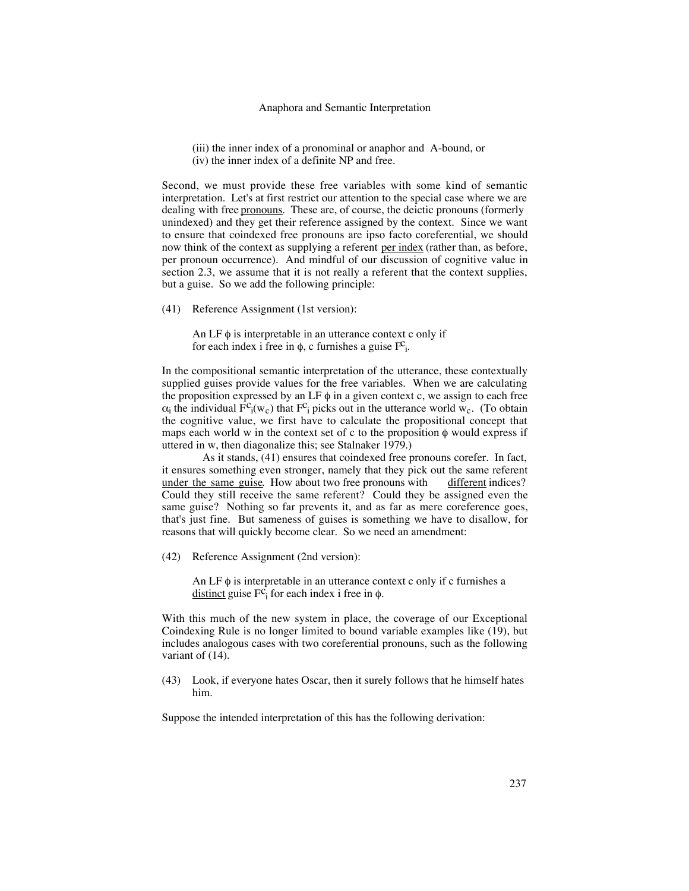(iii) the inner index of a pronominal or anaphor and A-bound, or
(iv) the inner index of a definite NP and free.

Second, we must provide these free variables with some kind of semantic interpretation. Let's at first restrict our attention to the special case where we are dealing with free pronouns. These are, of course, the deictic pronouns (formerly unindexed) and they get their reference assigned by the context. Since we want to ensure that coindexed free pronouns are ipso facto coreferential, we should now think of the context as supplying a referent per index (rather than, as before, per pronoun occurrence). And mindful of our discussion of cognitive value in section 2.3, we assume that it is not really a referent that the context supplies, but a guise. So we add the following principle:

(41) Reference Assignment (1st version):

An LF $\phi$ is interpretable in an utterance context c only if for each index i free in $\phi$, c furnishes a guise $F^c_i$.

In the compositional semantic interpretation of the utterance, these contextually supplied guises provide values for the free variables. When we are calculating the proposition expressed by an LF $\phi$ in a given context c, we assign to each free $\alpha_i$ the individual $F^c_i(w_c)$ that $F^c_i$ picks out in the utterance world $w_c$. (To obtain the cognitive value, we first have to calculate the propositional concept that maps each world w in the context set of c to the proposition $\phi$ would express if uttered in w, then diagonalize this; see Stalnaker 1979.)

As it stands, (41) ensures that coindexed free pronouns corefer. In fact, it ensures something even stronger, namely that they pick out the same referent under the same guise. How about two free pronouns with different indices? Could they still receive the same referent? Could they be assigned even the same guise? Nothing so far prevents it, and as far as mere coreference goes, that's just fine. But sameness of guises is something we have to disallow, for reasons that will quickly become clear. So we need an amendment:

(42) Reference Assignment (2nd version):

An LF $\phi$ is interpretable in an utterance context c only if c furnishes a distinct guise $F^c_i$ for each index i free in $\phi$.

With this much of the new system in place, the coverage of our Exceptional Coindexing Rule is no longer limited to bound variable examples like (19), but includes analogous cases with two coreferential pronouns, such as the following variant of (14).

(43) Look, if everyone hates Oscar, then it surely follows that he himself hates him.

Suppose the intended interpretation of this has the following derivation: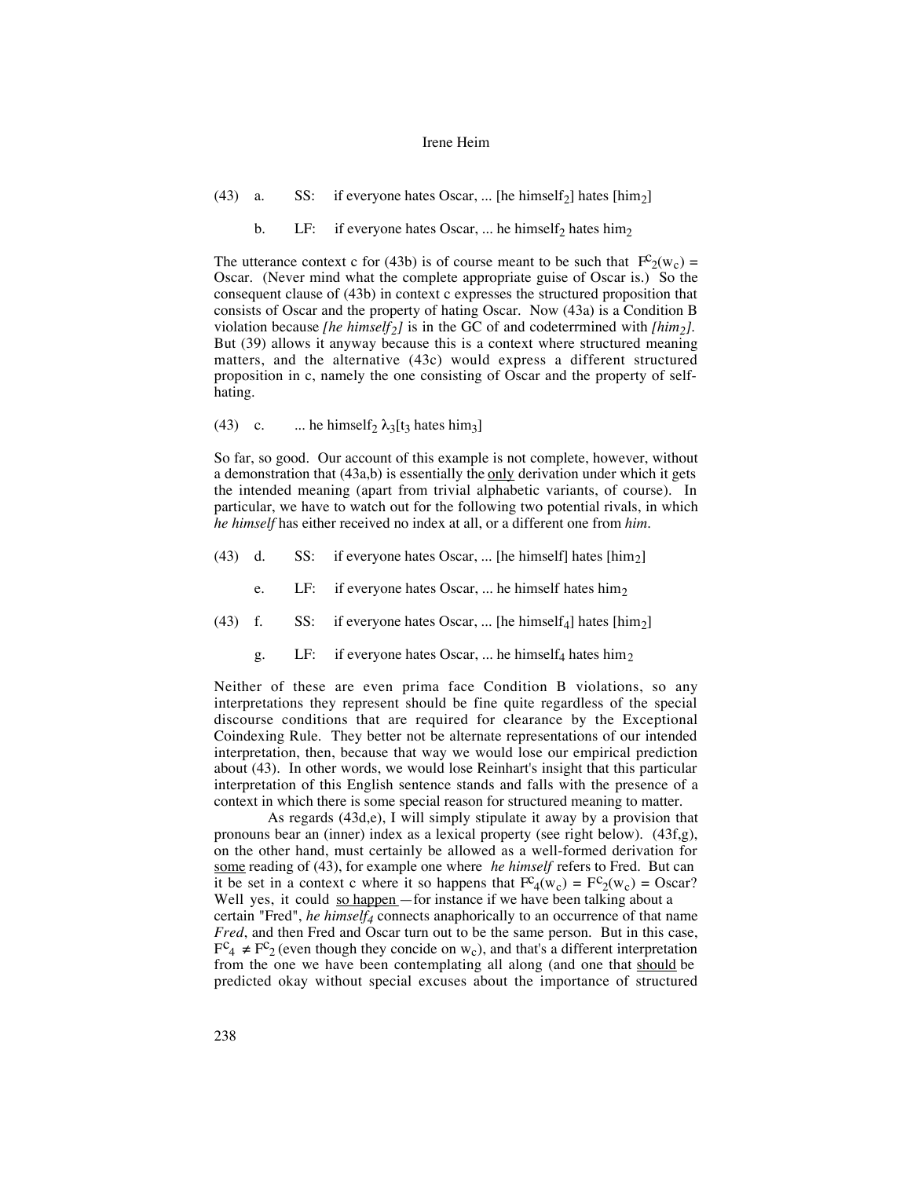(43) a. SS: if everyone hates Oscar, ... [he himself$_2$] hates [him$_2$]

b. LF: if everyone hates Oscar, ... he himself$_2$ hates him$_2$

The utterance context c for (43b) is of course meant to be such that $F^c{}_2(w_c) =$ Oscar. (Never mind what the complete appropriate guise of Oscar is.) So the consequent clause of (43b) in context c expresses the structured proposition that consists of Oscar and the property of hating Oscar. Now (43a) is a Condition B violation because *[he himself$_2$]* is in the GC of and codeterrmined with *[him$_2$]*. But (39) allows it anyway because this is a context where structured meaning matters, and the alternative (43c) would express a different structured proposition in c, namely the one consisting of Oscar and the property of self-hating.

(43) c. ... he himself$_2$ $\lambda_3$[t$_3$ hates him$_3$]

So far, so good. Our account of this example is not complete, however, without a demonstration that (43a,b) is essentially the <u>only</u> derivation under which it gets the intended meaning (apart from trivial alphabetic variants, of course). In particular, we have to watch out for the following two potential rivals, in which *he himself* has either received no index at all, or a different one from *him*.

(43) d. SS: if everyone hates Oscar, ... [he himself] hates [him$_2$]

e. LF: if everyone hates Oscar, ... he himself hates him$_2$

(43) f. SS: if everyone hates Oscar, ... [he himself$_4$] hates [him$_2$]

g. LF: if everyone hates Oscar, ... he himself$_4$ hates him$_2$

Neither of these are even prima face Condition B violations, so any interpretations they represent should be fine quite regardless of the special discourse conditions that are required for clearance by the Exceptional Coindexing Rule. They better not be alternate representations of our intended interpretation, then, because that way we would lose our empirical prediction about (43). In other words, we would lose Reinhart's insight that this particular interpretation of this English sentence stands and falls with the presence of a context in which there is some special reason for structured meaning to matter.

As regards (43d,e), I will simply stipulate it away by a provision that pronouns bear an (inner) index as a lexical property (see right below). (43f,g), on the other hand, must certainly be allowed as a well-formed derivation for <u>some</u> reading of (43), for example one where *he himself* refers to Fred. But can it be set in a context c where it so happens that $F^c{}_4(w_c) = F^c{}_2(w_c) =$ Oscar? Well yes, it could <u>so happen</u> —for instance if we have been talking about a certain "Fred", *he himself$_4$* connects anaphorically to an occurrence of that name *Fred*, and then Fred and Oscar turn out to be the same person. But in this case, $F^c{}_4 \neq F^c{}_2$ (even though they concide on $w_c$), and that's a different interpretation from the one we have been contemplating all along (and one that <u>should</u> be predicted okay without special excuses about the importance of structured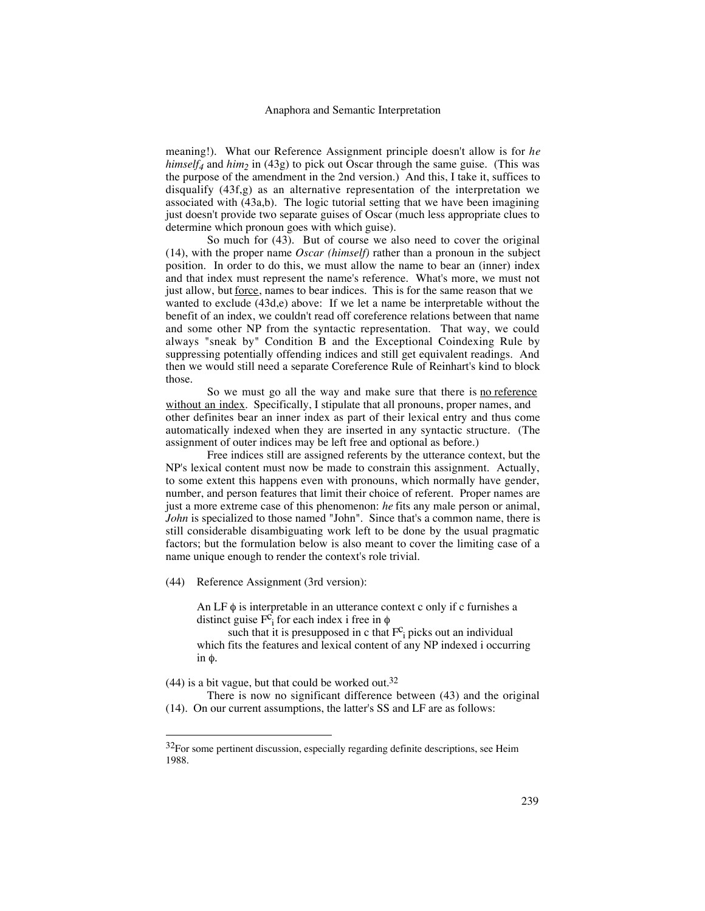meaning!). What our Reference Assignment principle doesn't allow is for *he himself$_4$* and *him$_2$* in (43g) to pick out Oscar through the same guise. (This was the purpose of the amendment in the 2nd version.) And this, I take it, suffices to disqualify (43f,g) as an alternative representation of the interpretation we associated with (43a,b). The logic tutorial setting that we have been imagining just doesn't provide two separate guises of Oscar (much less appropriate clues to determine which pronoun goes with which guise).

So much for (43). But of course we also need to cover the original (14), with the proper name *Oscar (himself)* rather than a pronoun in the subject position. In order to do this, we must allow the name to bear an (inner) index and that index must represent the name's reference. What's more, we must not just allow, but <u>force</u>, names to bear indices. This is for the same reason that we wanted to exclude (43d,e) above: If we let a name be interpretable without the benefit of an index, we couldn't read off coreference relations between that name and some other NP from the syntactic representation. That way, we could always "sneak by" Condition B and the Exceptional Coindexing Rule by suppressing potentially offending indices and still get equivalent readings. And then we would still need a separate Coreference Rule of Reinhart's kind to block those.

So we must go all the way and make sure that there is <u>no reference without an index</u>. Specifically, I stipulate that all pronouns, proper names, and other definites bear an inner index as part of their lexical entry and thus come automatically indexed when they are inserted in any syntactic structure. (The assignment of outer indices may be left free and optional as before.)

Free indices still are assigned referents by the utterance context, but the NP's lexical content must now be made to constrain this assignment. Actually, to some extent this happens even with pronouns, which normally have gender, number, and person features that limit their choice of referent. Proper names are just a more extreme case of this phenomenon: *he* fits any male person or animal, *John* is specialized to those named "John". Since that's a common name, there is still considerable disambiguating work left to be done by the usual pragmatic factors; but the formulation below is also meant to cover the limiting case of a name unique enough to render the context's role trivial.

(44) Reference Assignment (3rd version):

> An LF $\phi$ is interpretable in an utterance context c only if c furnishes a distinct guise $F^c_i$ for each index i free in $\phi$
> such that it is presupposed in c that $F^c_i$ picks out an individual which fits the features and lexical content of any NP indexed i occurring in $\phi$.

(44) is a bit vague, but that could be worked out.[32]

There is now no significant difference between (43) and the original (14). On our current assumptions, the latter's SS and LF are as follows:

[32]For some pertinent discussion, especially regarding definite descriptions, see Heim 1988.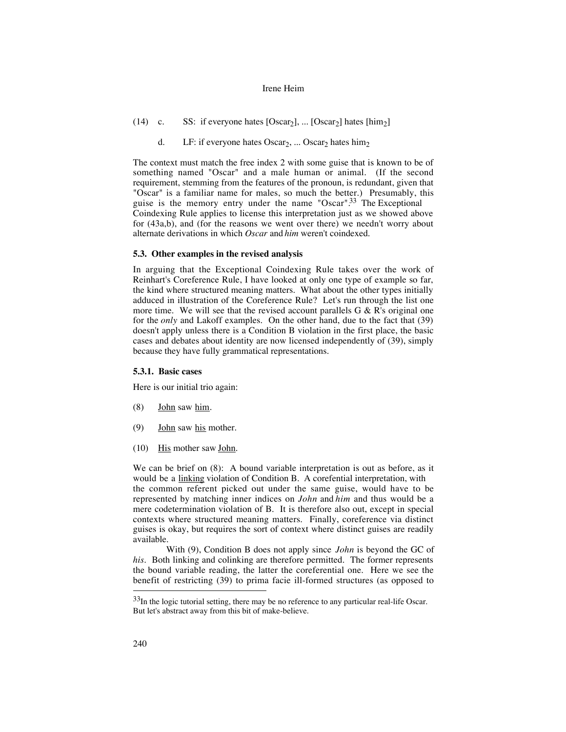(14) c. SS: if everyone hates [$\text{Oscar}_2$], ... [$\text{Oscar}_2$] hates [$\text{him}_2$]

d. LF: if everyone hates $\text{Oscar}_2$, ... $\text{Oscar}_2$ hates $\text{him}_2$

The context must match the free index 2 with some guise that is known to be of something named "Oscar" and a male human or animal. (If the second requirement, stemming from the features of the pronoun, is redundant, given that "Oscar" is a familiar name for males, so much the better.) Presumably, this guise is the memory entry under the name "Oscar".[33] The Exceptional Coindexing Rule applies to license this interpretation just as we showed above for (43a,b), and (for the reasons we went over there) we needn't worry about alternate derivations in which *Oscar* and *him* weren't coindexed.

### 5.3. Other examples in the revised analysis

In arguing that the Exceptional Coindexing Rule takes over the work of Reinhart's Coreference Rule, I have looked at only one type of example so far, the kind where structured meaning matters. What about the other types initially adduced in illustration of the Coreference Rule? Let's run through the list one more time. We will see that the revised account parallels G & R's original one for the *only* and Lakoff examples. On the other hand, due to the fact that (39) doesn't apply unless there is a Condition B violation in the first place, the basic cases and debates about identity are now licensed independently of (39), simply because they have fully grammatical representations.

#### 5.3.1. Basic cases

Here is our initial trio again:

(8) John saw him.

(9) John saw his mother.

(10) His mother saw John.

We can be brief on (8): A bound variable interpretation is out as before, as it would be a linking violation of Condition B. A corefential interpretation, with the common referent picked out under the same guise, would have to be represented by matching inner indices on *John* and *him* and thus would be a mere codetermination violation of B. It is therefore also out, except in special contexts where structured meaning matters. Finally, coreference via distinct guises is okay, but requires the sort of context where distinct guises are readily available.

With (9), Condition B does not apply since *John* is beyond the GC of *his*. Both linking and colinking are therefore permitted. The former represents the bound variable reading, the latter the coreferential one. Here we see the benefit of restricting (39) to prima facie ill-formed structures (as opposed to

---

[33] In the logic tutorial setting, there may be no reference to any particular real-life Oscar. But let's abstract away from this bit of make-believe.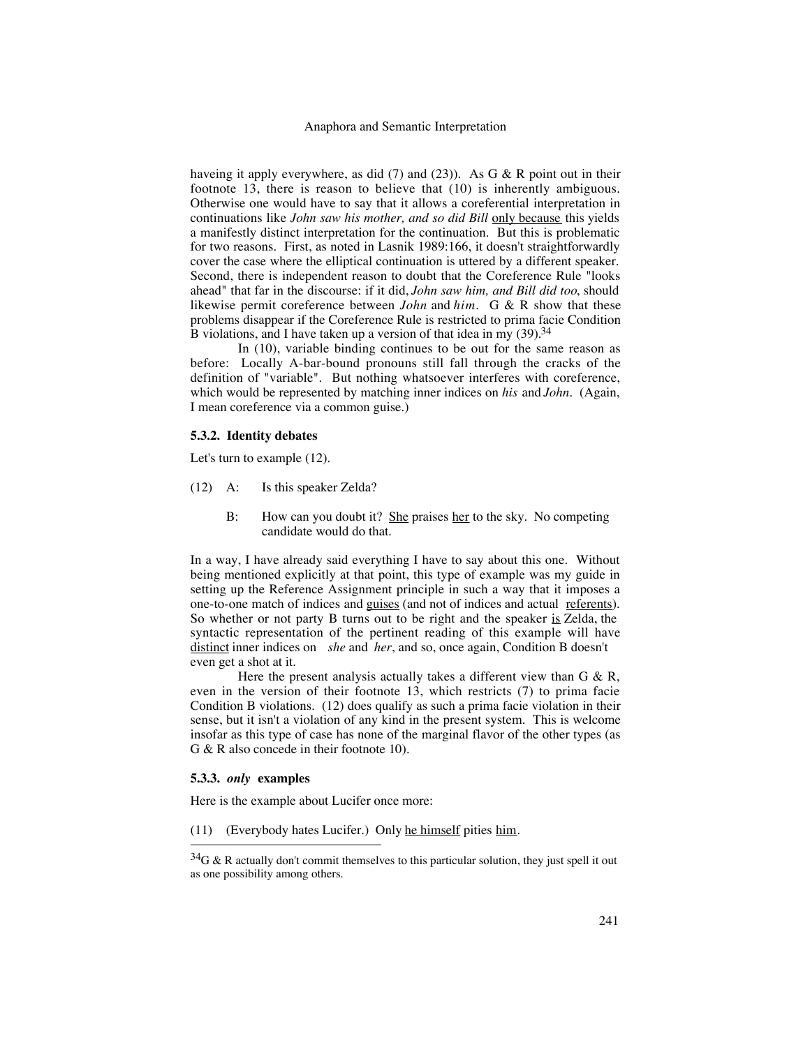haveing it apply everywhere, as did (7) and (23)). As G & R point out in their footnote 13, there is reason to believe that (10) is inherently ambiguous. Otherwise one would have to say that it allows a coreferential interpretation in continuations like *John saw his mother, and so did Bill* <u>only because</u> this yields a manifestly distinct interpretation for the continuation. But this is problematic for two reasons. First, as noted in Lasnik 1989:166, it doesn't straightforwardly cover the case where the elliptical continuation is uttered by a different speaker. Second, there is independent reason to doubt that the Coreference Rule "looks ahead" that far in the discourse: if it did, *John saw him, and Bill did too*, should likewise permit coreference between *John* and *him*. G & R show that these problems disappear if the Coreference Rule is restricted to prima facie Condition B violations, and I have taken up a version of that idea in my (39).[34]

In (10), variable binding continues to be out for the same reason as before: Locally A-bar-bound pronouns still fall through the cracks of the definition of "variable". But nothing whatsoever interferes with coreference, which would be represented by matching inner indices on *his* and *John*. (Again, I mean coreference via a common guise.)

### 5.3.2. Identity debates

Let's turn to example (12).

(12) A: Is this speaker Zelda?

B: How can you doubt it? <u>She</u> praises <u>her</u> to the sky. No competing candidate would do that.

In a way, I have already said everything I have to say about this one. Without being mentioned explicitly at that point, this type of example was my guide in setting up the Reference Assignment principle in such a way that it imposes a one-to-one match of indices and <u>guises</u> (and not of indices and actual <u>referents</u>). So whether or not party B turns out to be right and the speaker <u>is</u> Zelda, the syntactic representation of the pertinent reading of this example will have <u>distinct</u> inner indices on *she* and *her*, and so, once again, Condition B doesn't even get a shot at it.

Here the present analysis actually takes a different view than G & R, even in the version of their footnote 13, which restricts (7) to prima facie Condition B violations. (12) does qualify as such a prima facie violation in their sense, but it isn't a violation of any kind in the present system. This is welcome insofar as this type of case has none of the marginal flavor of the other types (as G & R also concede in their footnote 10).

### 5.3.3. *only* examples

Here is the example about Lucifer once more:

(11) (Everybody hates Lucifer.) Only <u>he himself</u> pities <u>him</u>.

---

[34] G & R actually don't commit themselves to this particular solution, they just spell it out as one possibility among others.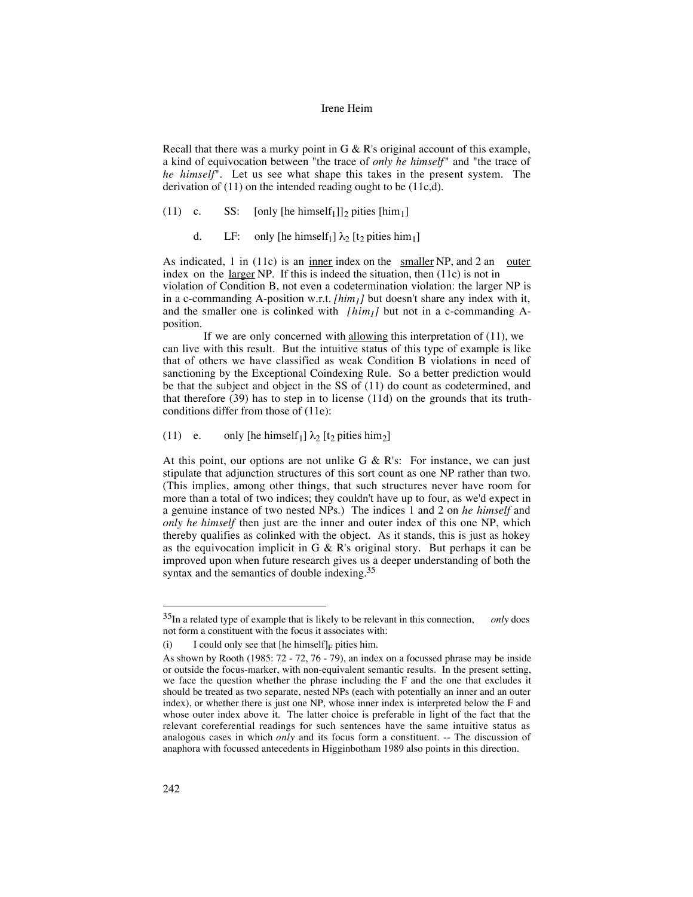Recall that there was a murky point in G & R's original account of this example, a kind of equivocation between "the trace of *only he himself*" and "the trace of *he himself*". Let us see what shape this takes in the present system. The derivation of (11) on the intended reading ought to be (11c,d).

(11) c. SS: [only [he himself$_1$]]$_2$ pities [him$_1$]

d. LF: only [he himself$_1$] $\lambda_2$ [t$_2$ pities him$_1$]

As indicated, 1 in (11c) is an <u>inner</u> index on the <u>smaller</u> NP, and 2 an <u>outer</u> index on the <u>larger</u> NP. If this is indeed the situation, then (11c) is not in violation of Condition B, not even a codetermination violation: the larger NP is in a c-commanding A-position w.r.t. *[him$_1$]* but doesn't share any index with it, and the smaller one is colinked with *[him$_1$]* but not in a c-commanding A-position.

If we are only concerned with <u>allowing</u> this interpretation of (11), we can live with this result. But the intuitive status of this type of example is like that of others we have classified as weak Condition B violations in need of sanctioning by the Exceptional Coindexing Rule. So a better prediction would be that the subject and object in the SS of (11) do count as codetermined, and that therefore (39) has to step in to license (11d) on the grounds that its truth-conditions differ from those of (11e):

(11) e. only [he himself$_1$] $\lambda_2$ [t$_2$ pities him$_2$]

At this point, our options are not unlike G & R's: For instance, we can just stipulate that adjunction structures of this sort count as one NP rather than two. (This implies, among other things, that such structures never have room for more than a total of two indices; they couldn't have up to four, as we'd expect in a genuine instance of two nested NPs.) The indices 1 and 2 on *he himself* and *only he himself* then just are the inner and outer index of this one NP, which thereby qualifies as colinked with the object. As it stands, this is just as hokey as the equivocation implicit in G & R's original story. But perhaps it can be improved upon when future research gives us a deeper understanding of both the syntax and the semantics of double indexing.[35]

---

[35] In a related type of example that is likely to be relevant in this connection, *only* does not form a constituent with the focus it associates with:

(i) I could only see that [he himself]$_F$ pities him.

As shown by Rooth (1985: 72 - 72, 76 - 79), an index on a focussed phrase may be inside or outside the focus-marker, with non-equivalent semantic results. In the present setting, we face the question whether the phrase including the F and the one that excludes it should be treated as two separate, nested NPs (each with potentially an inner and an outer index), or whether there is just one NP, whose inner index is interpreted below the F and whose outer index above it. The latter choice is preferable in light of the fact that the relevant coreferential readings for such sentences have the same intuitive status as analogous cases in which *only* and its focus form a constituent. -- The discussion of anaphora with focussed antecedents in Higginbotham 1989 also points in this direction.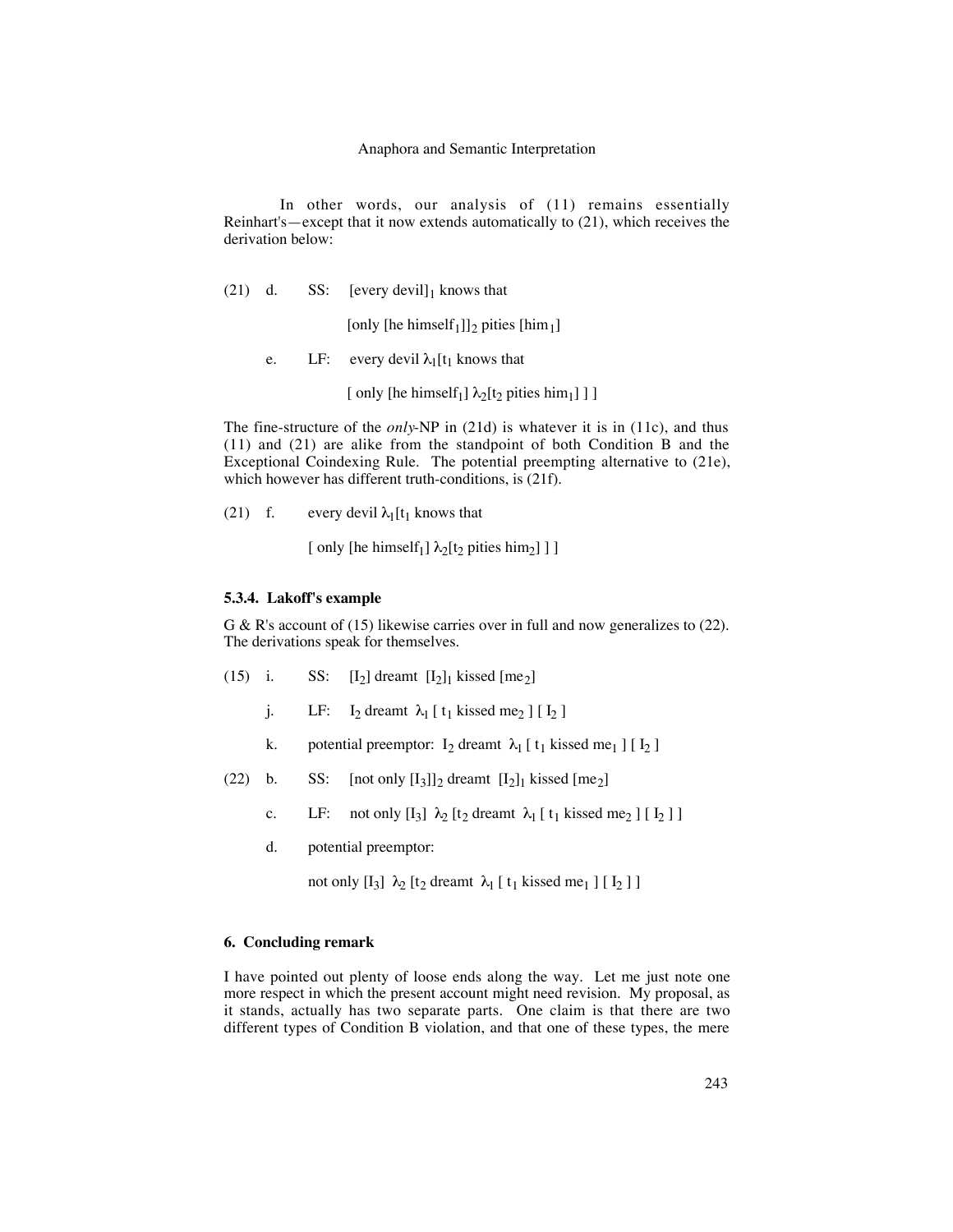In other words, our analysis of (11) remains essentially Reinhart's—except that it now extends automatically to (21), which receives the derivation below:

(21) d. SS: [every devil]$_1$ knows that

[only [he himself$_1$]]$_2$ pities [him$_1$]

e. LF: every devil $\lambda_1$[t$_1$ knows that

[ only [he himself$_1$] $\lambda_2$[t$_2$ pities him$_1$] ] ]

The fine-structure of the *only*-NP in (21d) is whatever it is in (11c), and thus (11) and (21) are alike from the standpoint of both Condition B and the Exceptional Coindexing Rule. The potential preempting alternative to (21e), which however has different truth-conditions, is (21f).

(21) f. every devil $\lambda_1$[t$_1$ knows that

[ only [he himself$_1$] $\lambda_2$[t$_2$ pities him$_2$] ] ]

### 5.3.4. Lakoff's example

G & R's account of (15) likewise carries over in full and now generalizes to (22). The derivations speak for themselves.

(15) i. SS: [I$_2$] dreamt [I$_2$]$_1$ kissed [me$_2$]

j. LF: I$_2$ dreamt $\lambda_1$ [ t$_1$ kissed me$_2$ ] [ I$_2$ ]

k. potential preemptor: I$_2$ dreamt $\lambda_1$ [ t$_1$ kissed me$_1$ ] [ I$_2$ ]

(22) b. SS: [not only [I$_3$]]$_2$ dreamt [I$_2$]$_1$ kissed [me$_2$]

c. LF: not only [I$_3$] $\lambda_2$ [t$_2$ dreamt $\lambda_1$ [ t$_1$ kissed me$_2$ ] [ I$_2$ ] ]

d. potential preemptor:

not only [I$_3$] $\lambda_2$ [t$_2$ dreamt $\lambda_1$ [ t$_1$ kissed me$_1$ ] [ I$_2$ ] ]

## 6. Concluding remark

I have pointed out plenty of loose ends along the way. Let me just note one more respect in which the present account might need revision. My proposal, as it stands, actually has two separate parts. One claim is that there are two different types of Condition B violation, and that one of these types, the mere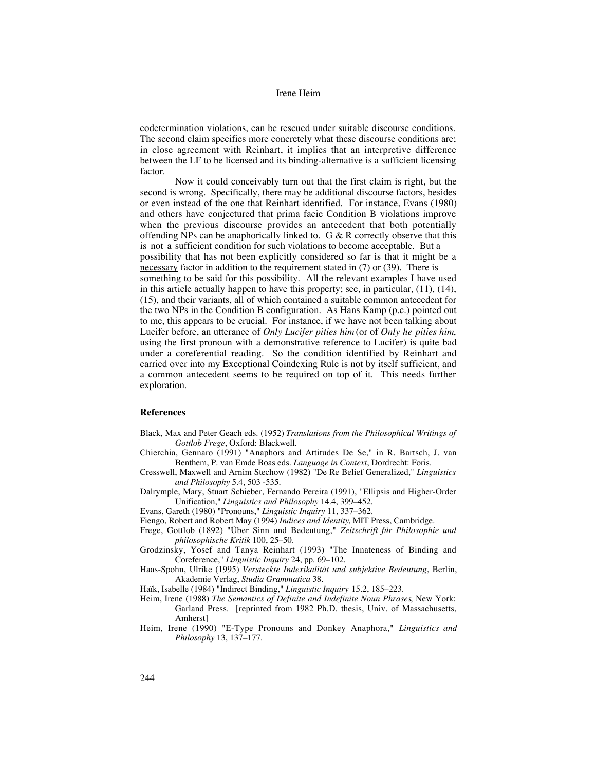codetermination violations, can be rescued under suitable discourse conditions. The second claim specifies more concretely what these discourse conditions are; in close agreement with Reinhart, it implies that an interpretive difference between the LF to be licensed and its binding-alternative is a sufficient licensing factor.

Now it could conceivably turn out that the first claim is right, but the second is wrong. Specifically, there may be additional discourse factors, besides or even instead of the one that Reinhart identified. For instance, Evans (1980) and others have conjectured that prima facie Condition B violations improve when the previous discourse provides an antecedent that both potentially offending NPs can be anaphorically linked to. G & R correctly observe that this is not a <u>sufficient</u> condition for such violations to become acceptable. But a possibility that has not been explicitly considered so far is that it might be a <u>necessary</u> factor in addition to the requirement stated in (7) or (39). There is something to be said for this possibility. All the relevant examples I have used in this article actually happen to have this property; see, in particular, (11), (14), (15), and their variants, all of which contained a suitable common antecedent for the two NPs in the Condition B configuration. As Hans Kamp (p.c.) pointed out to me, this appears to be crucial. For instance, if we have not been talking about Lucifer before, an utterance of *Only Lucifer pities him* (or of *Only he pities him*, using the first pronoun with a demonstrative reference to Lucifer) is quite bad under a coreferential reading. So the condition identified by Reinhart and carried over into my Exceptional Coindexing Rule is not by itself sufficient, and a common antecedent seems to be required on top of it. This needs further exploration.

## References

Black, Max and Peter Geach eds. (1952) *Translations from the Philosophical Writings of Gottlob Frege*, Oxford: Blackwell.

Chierchia, Gennaro (1991) "Anaphors and Attitudes De Se," in R. Bartsch, J. van Benthem, P. van Emde Boas eds. *Language in Context*, Dordrecht: Foris.

Cresswell, Maxwell and Arnim Stechow (1982) "De Re Belief Generalized," *Linguistics and Philosophy* 5.4, 503 -535.

Dalrymple, Mary, Stuart Schieber, Fernando Pereira (1991), "Ellipsis and Higher-Order Unification," *Linguistics and Philosophy* 14.4, 399–452.

Evans, Gareth (1980) "Pronouns," *Linguistic Inquiry* 11, 337–362.

Fiengo, Robert and Robert May (1994) *Indices and Identity*, MIT Press, Cambridge.

Frege, Gottlob (1892) "Über Sinn und Bedeutung," *Zeitschrift für Philosophie und philosophische Kritik* 100, 25–50.

Grodzinsky, Yosef and Tanya Reinhart (1993) "The Innateness of Binding and Coreference," *Linguistic Inquiry* 24, pp. 69–102.

Haas-Spohn, Ulrike (1995) *Versteckte Indexikalität und subjektive Bedeutung*, Berlin, Akademie Verlag, *Studia Grammatica* 38.

Haïk, Isabelle (1984) "Indirect Binding," *Linguistic Inquiry* 15.2, 185–223.

Heim, Irene (1988) *The Semantics of Definite and Indefinite Noun Phrases*, New York: Garland Press. [reprinted from 1982 Ph.D. thesis, Univ. of Massachusetts, Amherst]

Heim, Irene (1990) "E-Type Pronouns and Donkey Anaphora," *Linguistics and Philosophy* 13, 137–177.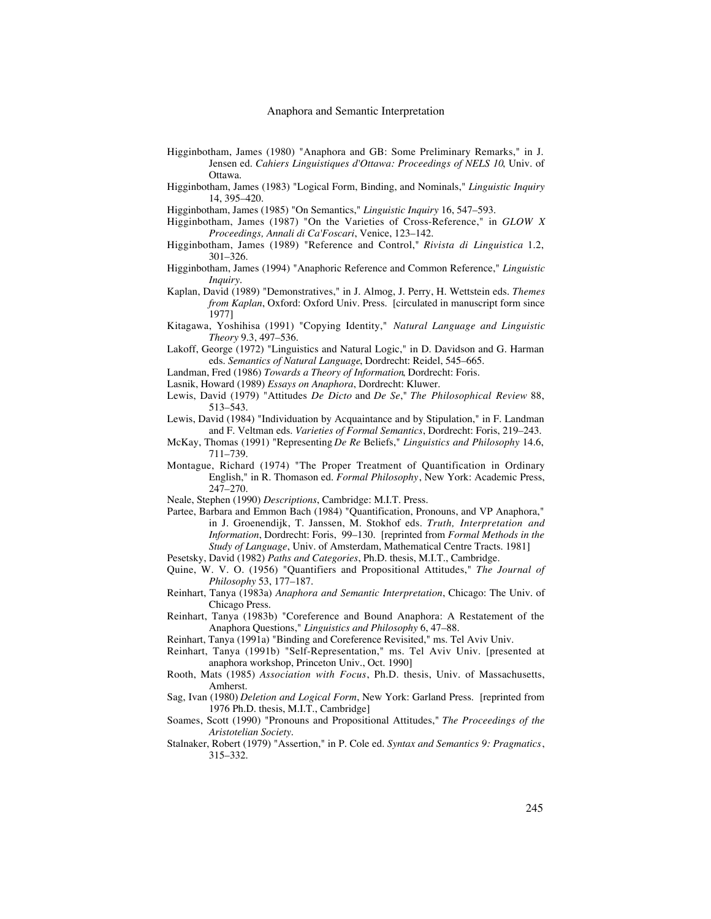Higginbotham, James (1980) "Anaphora and GB: Some Preliminary Remarks," in J. Jensen ed. *Cahiers Linguistiques d'Ottawa: Proceedings of NELS 10*, Univ. of Ottawa.

Higginbotham, James (1983) "Logical Form, Binding, and Nominals," *Linguistic Inquiry* 14, 395–420.

Higginbotham, James (1985) "On Semantics," *Linguistic Inquiry* 16, 547–593.

Higginbotham, James (1987) "On the Varieties of Cross-Reference," in *GLOW X Proceedings, Annali di Ca'Foscari*, Venice, 123–142.

Higginbotham, James (1989) "Reference and Control," *Rivista di Linguistica* 1.2, 301–326.

Higginbotham, James (1994) "Anaphoric Reference and Common Reference," *Linguistic Inquiry*.

Kaplan, David (1989) "Demonstratives," in J. Almog, J. Perry, H. Wettstein eds. *Themes from Kaplan*, Oxford: Oxford Univ. Press. [circulated in manuscript form since 1977]

Kitagawa, Yoshihisa (1991) "Copying Identity," *Natural Language and Linguistic Theory* 9.3, 497–536.

Lakoff, George (1972) "Linguistics and Natural Logic," in D. Davidson and G. Harman eds. *Semantics of Natural Language*, Dordrecht: Reidel, 545–665.

Landman, Fred (1986) *Towards a Theory of Information*, Dordrecht: Foris.

Lasnik, Howard (1989) *Essays on Anaphora*, Dordrecht: Kluwer.

Lewis, David (1979) "Attitudes *De Dicto* and *De Se*," *The Philosophical Review* 88, 513–543.

Lewis, David (1984) "Individuation by Acquaintance and by Stipulation," in F. Landman and F. Veltman eds. *Varieties of Formal Semantics*, Dordrecht: Foris, 219–243.

McKay, Thomas (1991) "Representing *De Re* Beliefs," *Linguistics and Philosophy* 14.6, 711–739.

Montague, Richard (1974) "The Proper Treatment of Quantification in Ordinary English," in R. Thomason ed. *Formal Philosophy*, New York: Academic Press, 247–270.

Neale, Stephen (1990) *Descriptions*, Cambridge: M.I.T. Press.

Partee, Barbara and Emmon Bach (1984) "Quantification, Pronouns, and VP Anaphora," in J. Groenendijk, T. Janssen, M. Stokhof eds. *Truth, Interpretation and Information*, Dordrecht: Foris, 99–130. [reprinted from *Formal Methods in the Study of Language*, Univ. of Amsterdam, Mathematical Centre Tracts. 1981]

Pesetsky, David (1982) *Paths and Categories*, Ph.D. thesis, M.I.T., Cambridge.

Quine, W. V. O. (1956) "Quantifiers and Propositional Attitudes," *The Journal of Philosophy* 53, 177–187.

Reinhart, Tanya (1983a) *Anaphora and Semantic Interpretation*, Chicago: The Univ. of Chicago Press.

Reinhart, Tanya (1983b) "Coreference and Bound Anaphora: A Restatement of the Anaphora Questions," *Linguistics and Philosophy* 6, 47–88.

Reinhart, Tanya (1991a) "Binding and Coreference Revisited," ms. Tel Aviv Univ.

Reinhart, Tanya (1991b) "Self-Representation," ms. Tel Aviv Univ. [presented at anaphora workshop, Princeton Univ., Oct. 1990]

Rooth, Mats (1985) *Association with Focus*, Ph.D. thesis, Univ. of Massachusetts, Amherst.

Sag, Ivan (1980) *Deletion and Logical Form*, New York: Garland Press. [reprinted from 1976 Ph.D. thesis, M.I.T., Cambridge]

Soames, Scott (1990) "Pronouns and Propositional Attitudes," *The Proceedings of the Aristotelian Society*.

Stalnaker, Robert (1979) "Assertion," in P. Cole ed. *Syntax and Semantics 9: Pragmatics*, 315–332.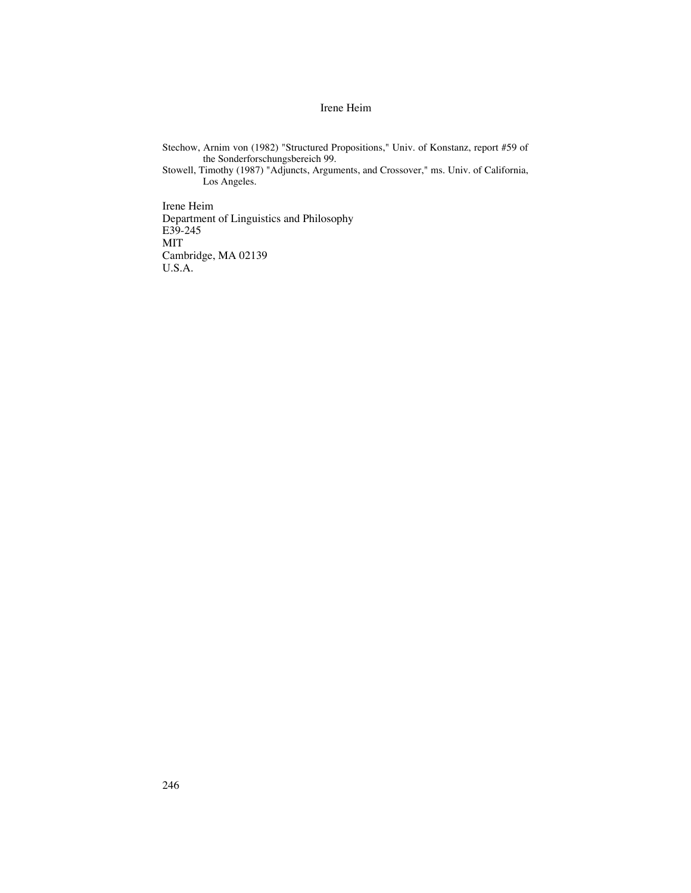Stechow, Arnim von (1982) "Structured Propositions," Univ. of Konstanz, report #59 of the Sonderforschungsbereich 99.

Stowell, Timothy (1987) "Adjuncts, Arguments, and Crossover," ms. Univ. of California, Los Angeles.

Irene Heim
Department of Linguistics and Philosophy
E39-245
MIT
Cambridge, MA 02139
U.S.A.